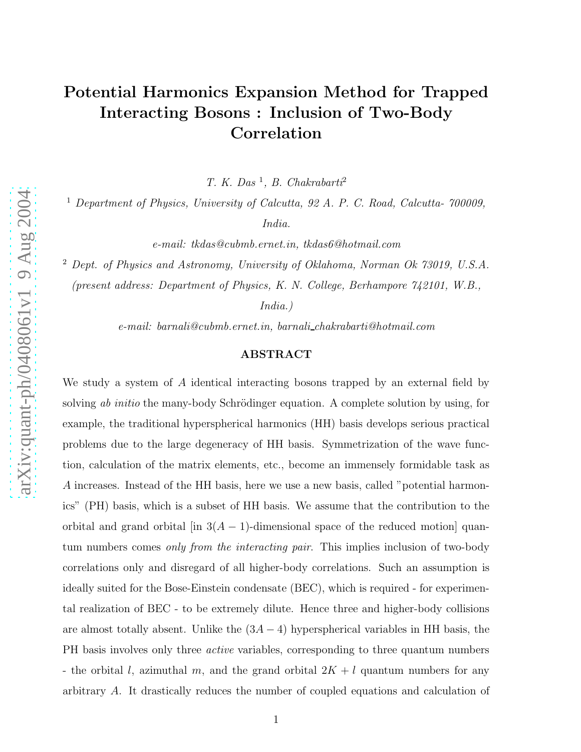# Potential Harmonics Expansion Method for Trapped Interacting Bosons : Inclusion of Two-Body Correlation

*T. K. Das* [1], *B. Chakrabarti*[2]

[1] *Department of Physics, University of Calcutta, 92 A. P. C. Road, Calcutta- 700009, India.*

*e-mail: tkdas@cubmb.ernet.in, tkdas6@hotmail.com*

[2] *Dept. of Physics and Astronomy, University of Oklahoma, Norman Ok 73019, U.S.A. (present address: Department of Physics, K. N. College, Berhampore 742101, W.B., India.)*

*e-mail: barnali@cubmb.ernet.in, barnali_chakrabarti@hotmail.com*

## ABSTRACT

We study a system of $A$ identical interacting bosons trapped by an external field by solving *ab initio* the many-body Schrödinger equation. A complete solution by using, for example, the traditional hyperspherical harmonics (HH) basis develops serious practical problems due to the large degeneracy of HH basis. Symmetrization of the wave function, calculation of the matrix elements, etc., become an immensely formidable task as $A$ increases. Instead of the HH basis, here we use a new basis, called "potential harmonics" (PH) basis, which is a subset of HH basis. We assume that the contribution to the orbital and grand orbital [in $3(A-1)$-dimensional space of the reduced motion] quantum numbers comes *only from the interacting pair*. This implies inclusion of two-body correlations only and disregard of all higher-body correlations. Such an assumption is ideally suited for the Bose-Einstein condensate (BEC), which is required - for experimental realization of BEC - to be extremely dilute. Hence three and higher-body collisions are almost totally absent. Unlike the $(3A-4)$ hyperspherical variables in HH basis, the PH basis involves only three *active* variables, corresponding to three quantum numbers - the orbital $l$, azimuthal $m$, and the grand orbital $2K+l$ quantum numbers for any arbitrary $A$. It drastically reduces the number of coupled equations and calculation of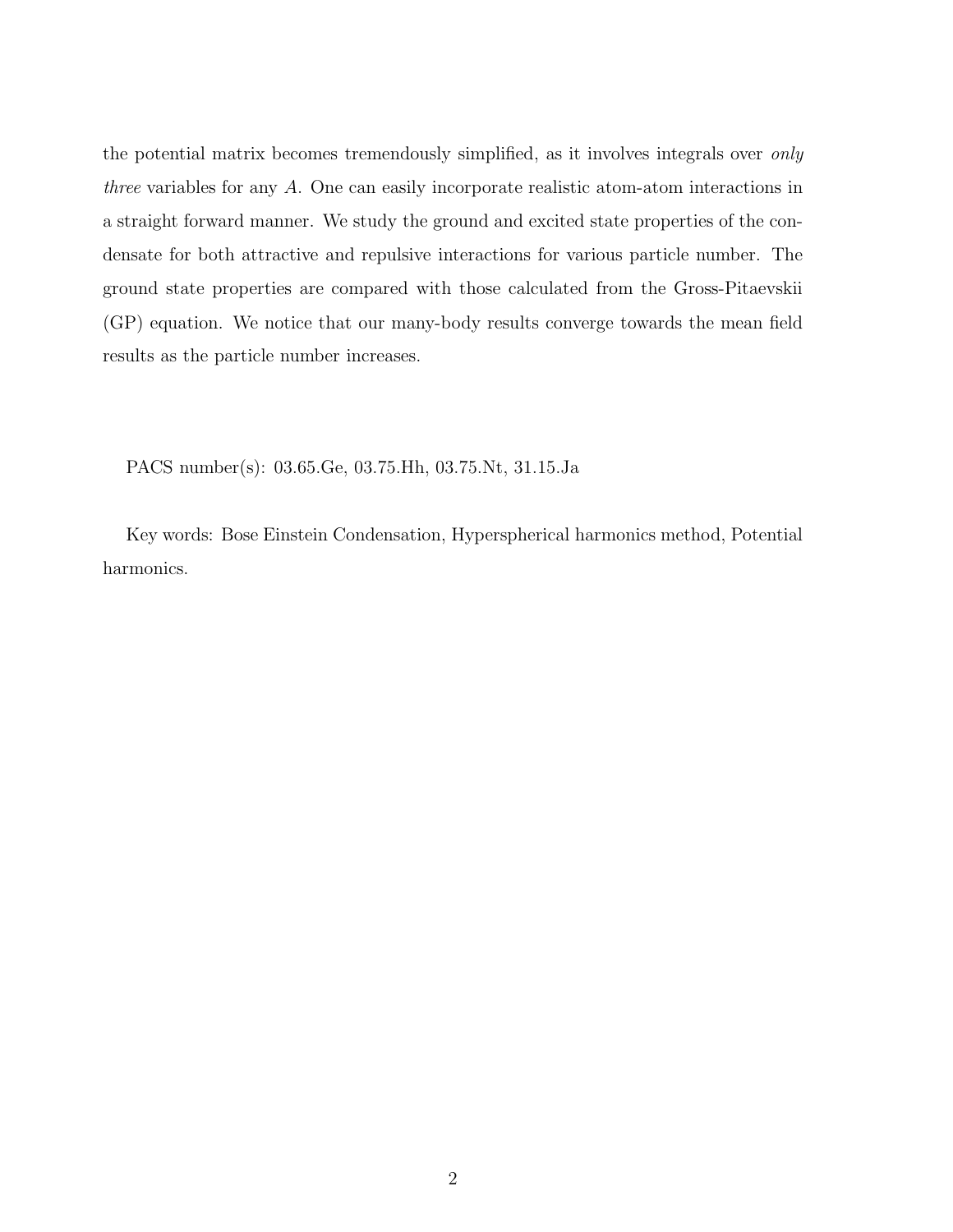the potential matrix becomes tremendously simplified, as it involves integrals over *only three* variables for any $A$. One can easily incorporate realistic atom-atom interactions in a straight forward manner. We study the ground and excited state properties of the condensate for both attractive and repulsive interactions for various particle number. The ground state properties are compared with those calculated from the Gross-Pitaevskii (GP) equation. We notice that our many-body results converge towards the mean field results as the particle number increases.

PACS number(s): 03.65.Ge, 03.75.Hh, 03.75.Nt, 31.15.Ja

Key words: Bose Einstein Condensation, Hyperspherical harmonics method, Potential harmonics.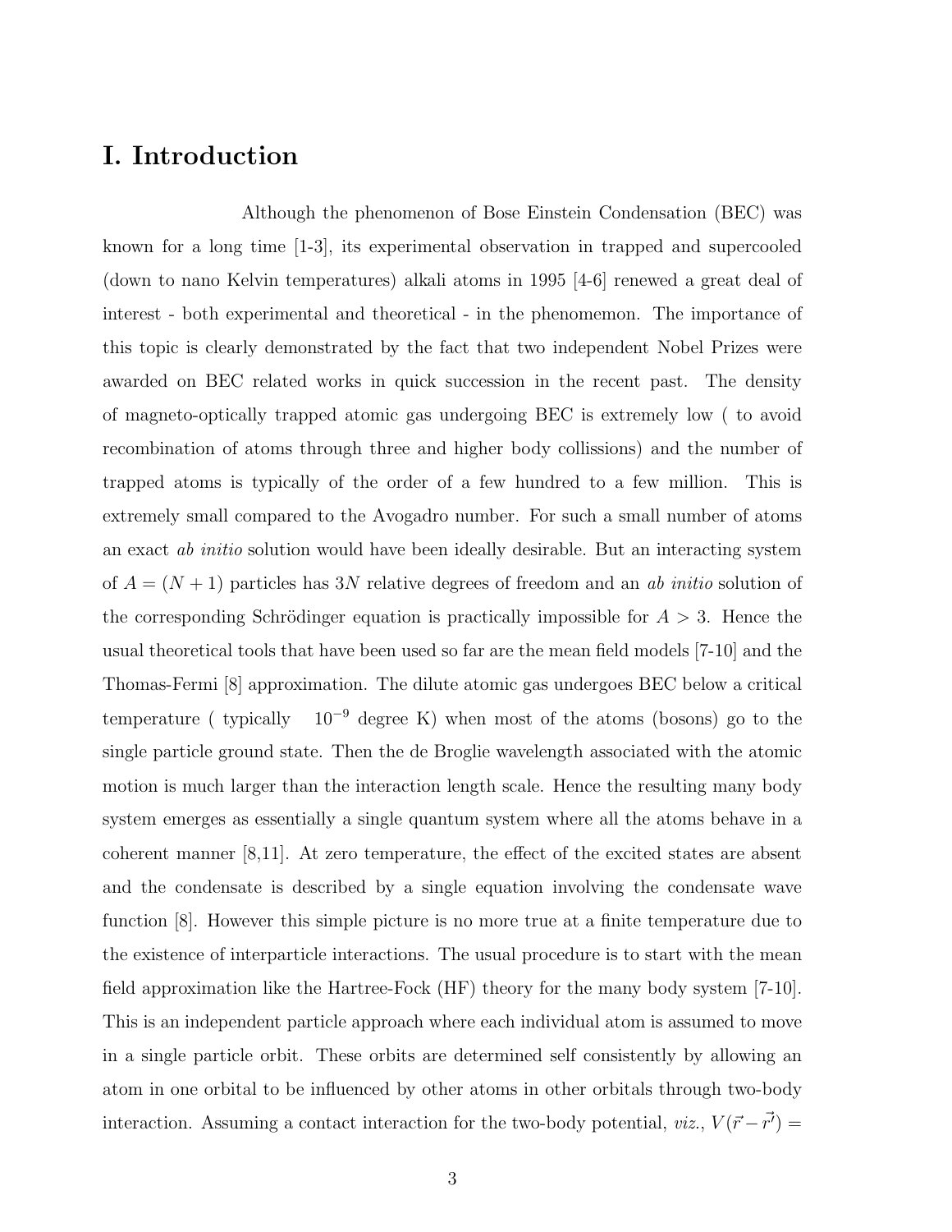# I. Introduction

Although the phenomenon of Bose Einstein Condensation (BEC) was known for a long time [1-3], its experimental observation in trapped and supercooled (down to nano Kelvin temperatures) alkali atoms in 1995 [4-6] renewed a great deal of interest - both experimental and theoretical - in the phenomemon. The importance of this topic is clearly demonstrated by the fact that two independent Nobel Prizes were awarded on BEC related works in quick succession in the recent past. The density of magneto-optically trapped atomic gas undergoing BEC is extremely low ( to avoid recombination of atoms through three and higher body collissions) and the number of trapped atoms is typically of the order of a few hundred to a few million. This is extremely small compared to the Avogadro number. For such a small number of atoms an exact *ab initio* solution would have been ideally desirable. But an interacting system of $A = (N + 1)$ particles has $3N$ relative degrees of freedom and an *ab initio* solution of the corresponding Schrödinger equation is practically impossible for $A > 3$. Hence the usual theoretical tools that have been used so far are the mean field models [7-10] and the Thomas-Fermi [8] approximation. The dilute atomic gas undergoes BEC below a critical temperature ( typically $10^{-9}$ degree K) when most of the atoms (bosons) go to the single particle ground state. Then the de Broglie wavelength associated with the atomic motion is much larger than the interaction length scale. Hence the resulting many body system emerges as essentially a single quantum system where all the atoms behave in a coherent manner [8,11]. At zero temperature, the effect of the excited states are absent and the condensate is described by a single equation involving the condensate wave function [8]. However this simple picture is no more true at a finite temperature due to the existence of interparticle interactions. The usual procedure is to start with the mean field approximation like the Hartree-Fock (HF) theory for the many body system [7-10]. This is an independent particle approach where each individual atom is assumed to move in a single particle orbit. These orbits are determined self consistently by allowing an atom in one orbital to be influenced by other atoms in other orbitals through two-body interaction. Assuming a contact interaction for the two-body potential, *viz.*, $V(\vec{r} - \vec{r'}) =$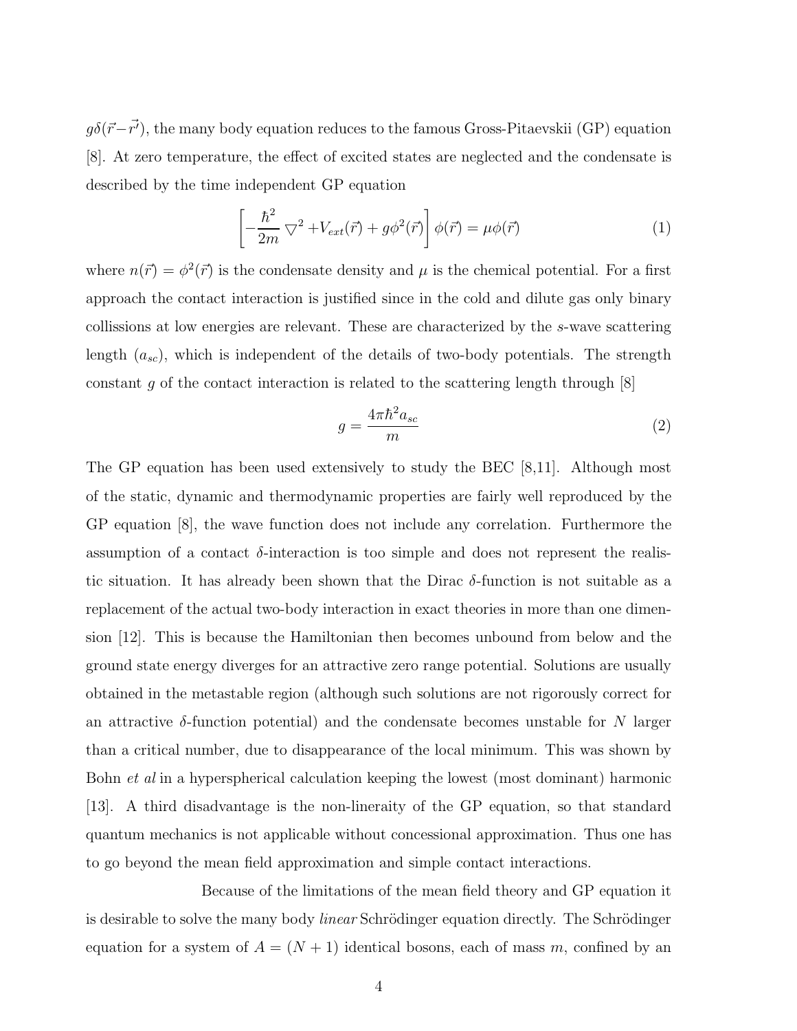$g\delta(\vec{r}-\vec{r'})$, the many body equation reduces to the famous Gross-Pitaevskii (GP) equation [8]. At zero temperature, the effect of excited states are neglected and the condensate is described by the time independent GP equation

$$\left[-\frac{\hbar^2}{2m}\bigtriangledown^2 + V_{ext}(\vec{r}) + g\phi^2(\vec{r})\right]\phi(\vec{r}) = \mu\phi(\vec{r}) \tag{1}$$

where $n(\vec{r}) = \phi^2(\vec{r})$ is the condensate density and $\mu$ is the chemical potential. For a first approach the contact interaction is justified since in the cold and dilute gas only binary collissions at low energies are relevant. These are characterized by the $s$-wave scattering length ($a_{sc}$), which is independent of the details of two-body potentials. The strength constant $g$ of the contact interaction is related to the scattering length through [8]

$$g = \frac{4\pi\hbar^2 a_{sc}}{m} \tag{2}$$

The GP equation has been used extensively to study the BEC [8,11]. Although most of the static, dynamic and thermodynamic properties are fairly well reproduced by the GP equation [8], the wave function does not include any correlation. Furthermore the assumption of a contact $\delta$-interaction is too simple and does not represent the realistic situation. It has already been shown that the Dirac $\delta$-function is not suitable as a replacement of the actual two-body interaction in exact theories in more than one dimension [12]. This is because the Hamiltonian then becomes unbound from below and the ground state energy diverges for an attractive zero range potential. Solutions are usually obtained in the metastable region (although such solutions are not rigorously correct for an attractive $\delta$-function potential) and the condensate becomes unstable for $N$ larger than a critical number, due to disappearance of the local minimum. This was shown by Bohn *et al* in a hyperspherical calculation keeping the lowest (most dominant) harmonic [13]. A third disadvantage is the non-lineraity of the GP equation, so that standard quantum mechanics is not applicable without concessional approximation. Thus one has to go beyond the mean field approximation and simple contact interactions.

Because of the limitations of the mean field theory and GP equation it is desirable to solve the many body *linear* Schrödinger equation directly. The Schrödinger equation for a system of $A = (N + 1)$ identical bosons, each of mass $m$, confined by an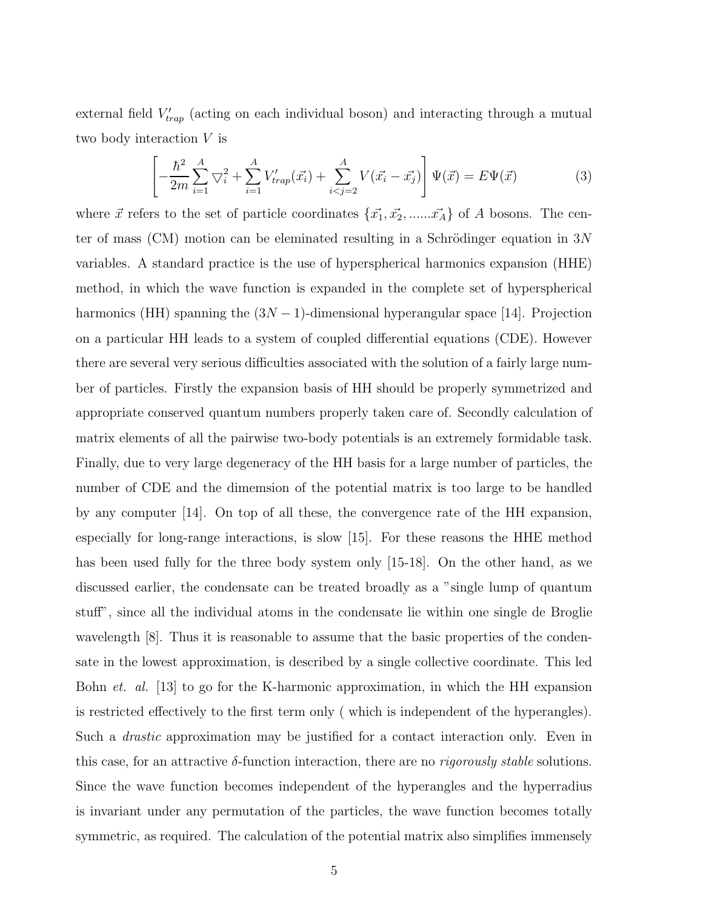external field $V'_{trap}$ (acting on each individual boson) and interacting through a mutual two body interaction $V$ is

$$\left[ -\frac{\hbar^2}{2m} \sum_{i=1}^{A} \bigtriangledown_i^2 + \sum_{i=1}^{A} V'_{trap}(\vec{x_i}) + \sum_{i<j=2}^{A} V(\vec{x_i} - \vec{x_j}) \right] \Psi(\vec{x}) = E \Psi(\vec{x}) \tag{3}$$

where $\vec{x}$ refers to the set of particle coordinates $\{\vec{x_1}, \vec{x_2}, ......\vec{x_A}\}$ of $A$ bosons. The center of mass (CM) motion can be eleminated resulting in a Schrödinger equation in $3N$ variables. A standard practice is the use of hyperspherical harmonics expansion (HHE) method, in which the wave function is expanded in the complete set of hyperspherical harmonics (HH) spanning the $(3N-1)$-dimensional hyperangular space [14]. Projection on a particular HH leads to a system of coupled differential equations (CDE). However there are several very serious difficulties associated with the solution of a fairly large number of particles. Firstly the expansion basis of HH should be properly symmetrized and appropriate conserved quantum numbers properly taken care of. Secondly calculation of matrix elements of all the pairwise two-body potentials is an extremely formidable task. Finally, due to very large degeneracy of the HH basis for a large number of particles, the number of CDE and the dimemsion of the potential matrix is too large to be handled by any computer [14]. On top of all these, the convergence rate of the HH expansion, especially for long-range interactions, is slow [15]. For these reasons the HHE method has been used fully for the three body system only [15-18]. On the other hand, as we discussed earlier, the condensate can be treated broadly as a "single lump of quantum stuff", since all the individual atoms in the condensate lie within one single de Broglie wavelength [8]. Thus it is reasonable to assume that the basic properties of the condensate in the lowest approximation, is described by a single collective coordinate. This led Bohn *et. al.* [13] to go for the K-harmonic approximation, in which the HH expansion is restricted effectively to the first term only ( which is independent of the hyperangles). Such a *drastic* approximation may be justified for a contact interaction only. Even in this case, for an attractive $\delta$-function interaction, there are no *rigorously stable* solutions. Since the wave function becomes independent of the hyperangles and the hyperradius is invariant under any permutation of the particles, the wave function becomes totally symmetric, as required. The calculation of the potential matrix also simplifies immensely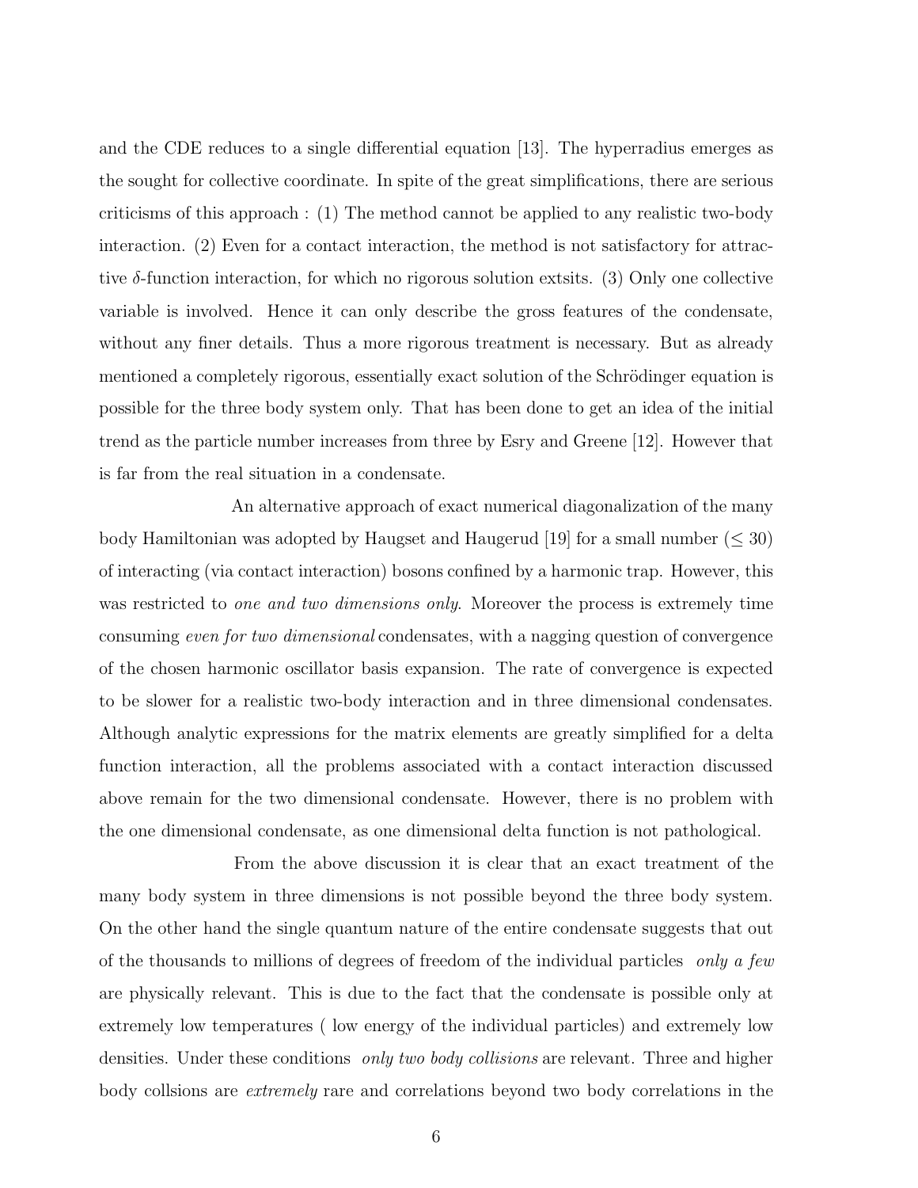and the CDE reduces to a single differential equation [13]. The hyperradius emerges as the sought for collective coordinate. In spite of the great simplifications, there are serious criticisms of this approach : (1) The method cannot be applied to any realistic two-body interaction. (2) Even for a contact interaction, the method is not satisfactory for attractive $\delta$-function interaction, for which no rigorous solution extsits. (3) Only one collective variable is involved. Hence it can only describe the gross features of the condensate, without any finer details. Thus a more rigorous treatment is necessary. But as already mentioned a completely rigorous, essentially exact solution of the Schrödinger equation is possible for the three body system only. That has been done to get an idea of the initial trend as the particle number increases from three by Esry and Greene [12]. However that is far from the real situation in a condensate.

An alternative approach of exact numerical diagonalization of the many body Hamiltonian was adopted by Haugset and Haugerud [19] for a small number ($\leq 30$) of interacting (via contact interaction) bosons confined by a harmonic trap. However, this was restricted to *one and two dimensions only*. Moreover the process is extremely time consuming *even for two dimensional* condensates, with a nagging question of convergence of the chosen harmonic oscillator basis expansion. The rate of convergence is expected to be slower for a realistic two-body interaction and in three dimensional condensates. Although analytic expressions for the matrix elements are greatly simplified for a delta function interaction, all the problems associated with a contact interaction discussed above remain for the two dimensional condensate. However, there is no problem with the one dimensional condensate, as one dimensional delta function is not pathological.

From the above discussion it is clear that an exact treatment of the many body system in three dimensions is not possible beyond the three body system. On the other hand the single quantum nature of the entire condensate suggests that out of the thousands to millions of degrees of freedom of the individual particles *only a few* are physically relevant. This is due to the fact that the condensate is possible only at extremely low temperatures ( low energy of the individual particles) and extremely low densities. Under these conditions *only two body collisions* are relevant. Three and higher body collsions are *extremely* rare and correlations beyond two body correlations in the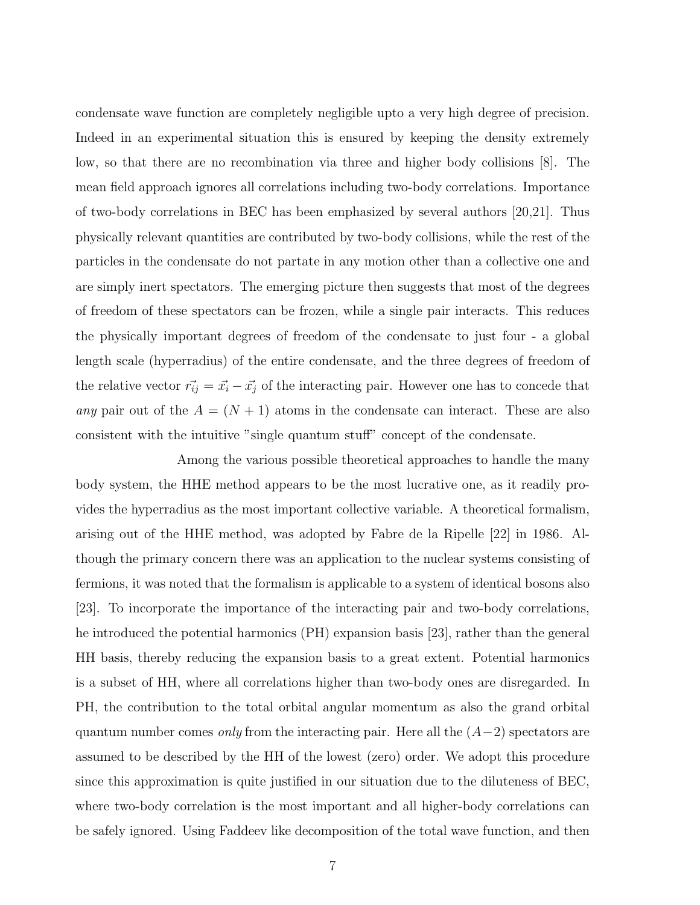condensate wave function are completely negligible upto a very high degree of precision. Indeed in an experimental situation this is ensured by keeping the density extremely low, so that there are no recombination via three and higher body collisions [8]. The mean field approach ignores all correlations including two-body correlations. Importance of two-body correlations in BEC has been emphasized by several authors [20,21]. Thus physically relevant quantities are contributed by two-body collisions, while the rest of the particles in the condensate do not partate in any motion other than a collective one and are simply inert spectators. The emerging picture then suggests that most of the degrees of freedom of these spectators can be frozen, while a single pair interacts. This reduces the physically important degrees of freedom of the condensate to just four - a global length scale (hyperradius) of the entire condensate, and the three degrees of freedom of the relative vector $\vec{r_{ij}} = \vec{x_i} - \vec{x_j}$ of the interacting pair. However one has to concede that *any* pair out of the $A = (N + 1)$ atoms in the condensate can interact. These are also consistent with the intuitive "single quantum stuff" concept of the condensate.

Among the various possible theoretical approaches to handle the many body system, the HHE method appears to be the most lucrative one, as it readily provides the hyperradius as the most important collective variable. A theoretical formalism, arising out of the HHE method, was adopted by Fabre de la Ripelle [22] in 1986. Although the primary concern there was an application to the nuclear systems consisting of fermions, it was noted that the formalism is applicable to a system of identical bosons also [23]. To incorporate the importance of the interacting pair and two-body correlations, he introduced the potential harmonics (PH) expansion basis [23], rather than the general HH basis, thereby reducing the expansion basis to a great extent. Potential harmonics is a subset of HH, where all correlations higher than two-body ones are disregarded. In PH, the contribution to the total orbital angular momentum as also the grand orbital quantum number comes *only* from the interacting pair. Here all the $(A-2)$ spectators are assumed to be described by the HH of the lowest (zero) order. We adopt this procedure since this approximation is quite justified in our situation due to the diluteness of BEC, where two-body correlation is the most important and all higher-body correlations can be safely ignored. Using Faddeev like decomposition of the total wave function, and then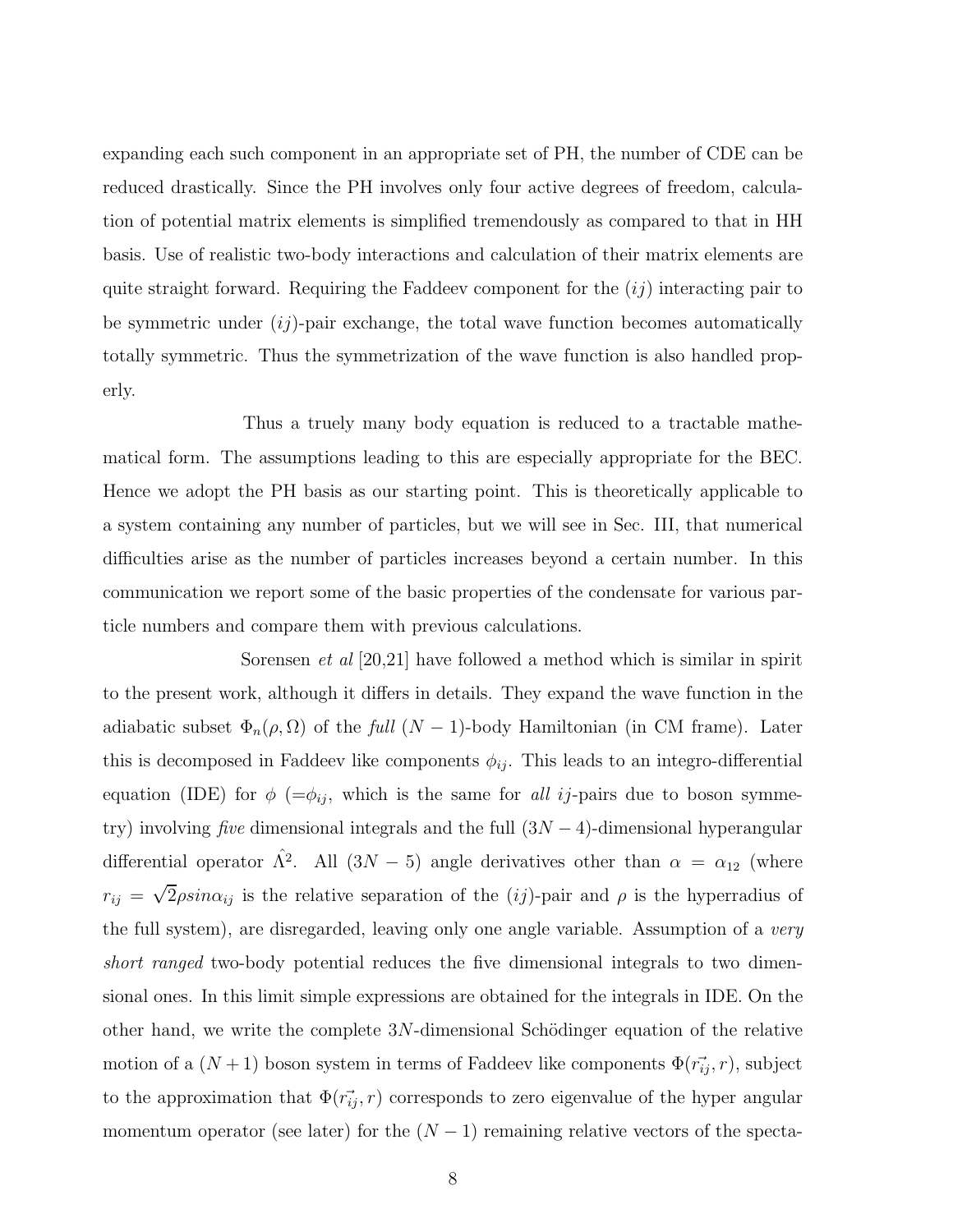expanding each such component in an appropriate set of PH, the number of CDE can be reduced drastically. Since the PH involves only four active degrees of freedom, calculation of potential matrix elements is simplified tremendously as compared to that in HH basis. Use of realistic two-body interactions and calculation of their matrix elements are quite straight forward. Requiring the Faddeev component for the $(ij)$ interacting pair to be symmetric under $(ij)$-pair exchange, the total wave function becomes automatically totally symmetric. Thus the symmetrization of the wave function is also handled properly.

Thus a truely many body equation is reduced to a tractable mathematical form. The assumptions leading to this are especially appropriate for the BEC. Hence we adopt the PH basis as our starting point. This is theoretically applicable to a system containing any number of particles, but we will see in Sec. III, that numerical difficulties arise as the number of particles increases beyond a certain number. In this communication we report some of the basic properties of the condensate for various particle numbers and compare them with previous calculations.

Sorensen *et al* [20,21] have followed a method which is similar in spirit to the present work, although it differs in details. They expand the wave function in the adiabatic subset $\Phi_n(\rho, \Omega)$ of the *full* $(N-1)$-body Hamiltonian (in CM frame). Later this is decomposed in Faddeev like components $\phi_{ij}$. This leads to an integro-differential equation (IDE) for $\phi$ ($=\phi_{ij}$, which is the same for *all* $ij$-pairs due to boson symmetry) involving *five* dimensional integrals and the full $(3N-4)$-dimensional hyperangular differential operator $\hat{\Lambda}^2$. All $(3N-5)$ angle derivatives other than $\alpha = \alpha_{12}$ (where $r_{ij} = \sqrt{2}\rho sin\alpha_{ij}$ is the relative separation of the $(ij)$-pair and $\rho$ is the hyperradius of the full system), are disregarded, leaving only one angle variable. Assumption of a *very short ranged* two-body potential reduces the five dimensional integrals to two dimensional ones. In this limit simple expressions are obtained for the integrals in IDE. On the other hand, we write the complete $3N$-dimensional Schödinger equation of the relative motion of a $(N+1)$ boson system in terms of Faddeev like components $\Phi(\vec{r_{ij}}, r)$, subject to the approximation that $\Phi(\vec{r_{ij}}, r)$ corresponds to zero eigenvalue of the hyper angular momentum operator (see later) for the $(N-1)$ remaining relative vectors of the specta-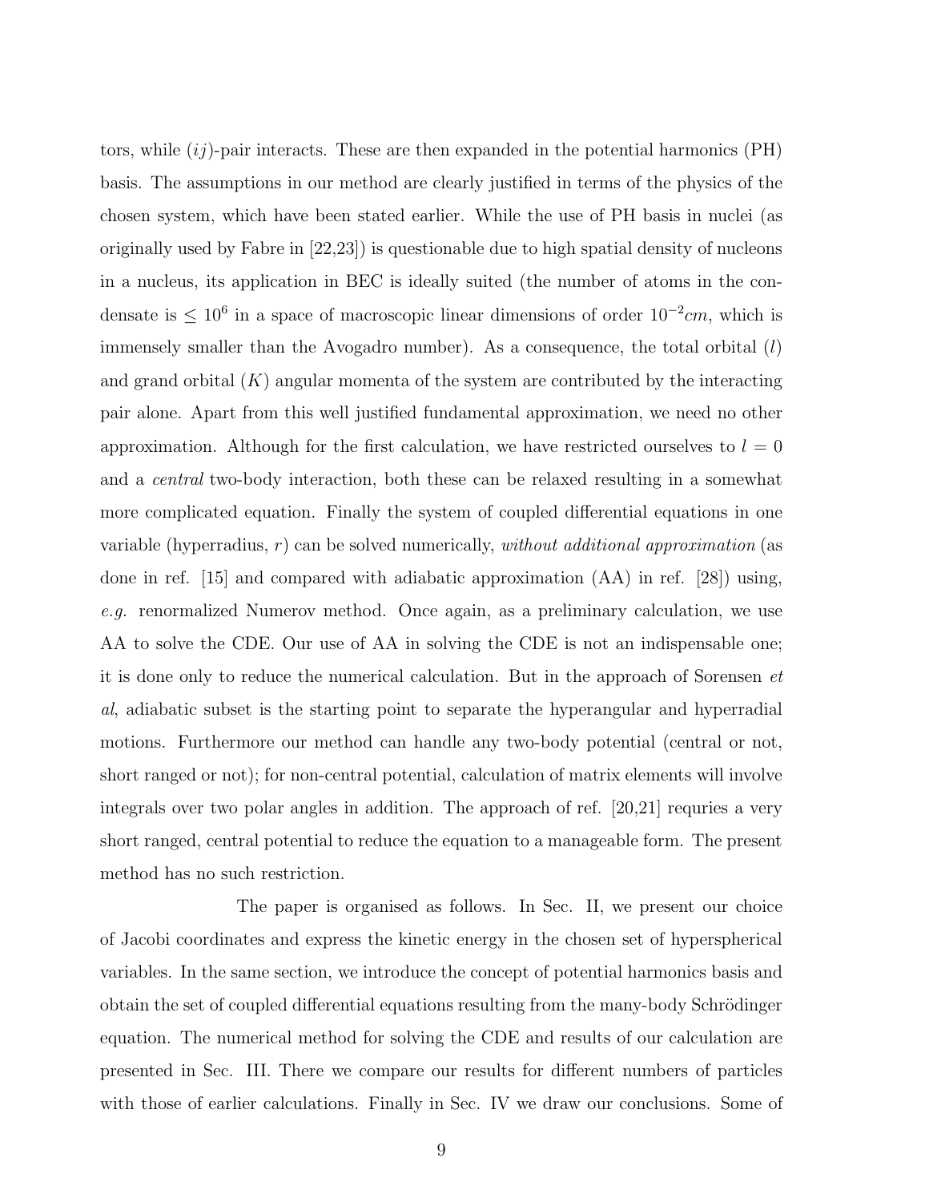tors, while $(ij)$-pair interacts. These are then expanded in the potential harmonics (PH) basis. The assumptions in our method are clearly justified in terms of the physics of the chosen system, which have been stated earlier. While the use of PH basis in nuclei (as originally used by Fabre in [22,23]) is questionable due to high spatial density of nucleons in a nucleus, its application in BEC is ideally suited (the number of atoms in the condensate is $\leq 10^6$ in a space of macroscopic linear dimensions of order $10^{-2}cm$, which is immensely smaller than the Avogadro number). As a consequence, the total orbital ($l$) and grand orbital ($K$) angular momenta of the system are contributed by the interacting pair alone. Apart from this well justified fundamental approximation, we need no other approximation. Although for the first calculation, we have restricted ourselves to $l = 0$ and a *central* two-body interaction, both these can be relaxed resulting in a somewhat more complicated equation. Finally the system of coupled differential equations in one variable (hyperradius, $r$) can be solved numerically, *without additional approximation* (as done in ref. [15] and compared with adiabatic approximation (AA) in ref. [28]) using, *e.g.* renormalized Numerov method. Once again, as a preliminary calculation, we use AA to solve the CDE. Our use of AA in solving the CDE is not an indispensable one; it is done only to reduce the numerical calculation. But in the approach of Sorensen *et al*, adiabatic subset is the starting point to separate the hyperangular and hyperradial motions. Furthermore our method can handle any two-body potential (central or not, short ranged or not); for non-central potential, calculation of matrix elements will involve integrals over two polar angles in addition. The approach of ref. [20,21] requries a very short ranged, central potential to reduce the equation to a manageable form. The present method has no such restriction.

The paper is organised as follows. In Sec. II, we present our choice of Jacobi coordinates and express the kinetic energy in the chosen set of hyperspherical variables. In the same section, we introduce the concept of potential harmonics basis and obtain the set of coupled differential equations resulting from the many-body Schrödinger equation. The numerical method for solving the CDE and results of our calculation are presented in Sec. III. There we compare our results for different numbers of particles with those of earlier calculations. Finally in Sec. IV we draw our conclusions. Some of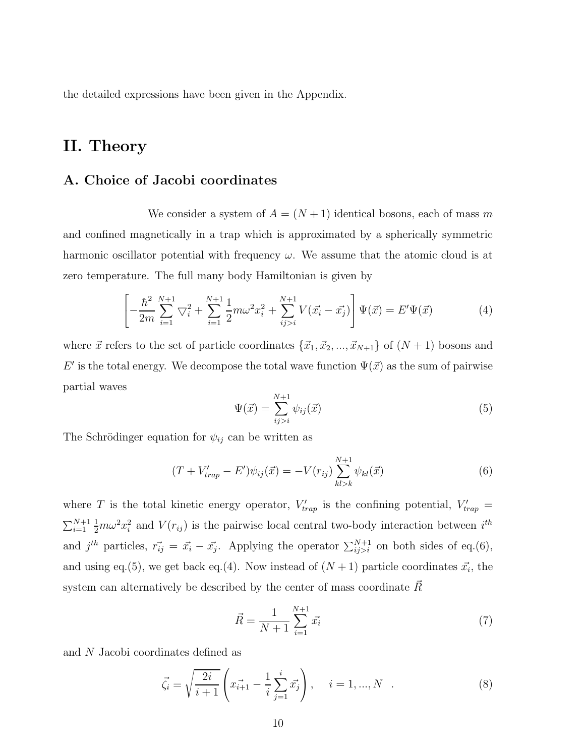the detailed expressions have been given in the Appendix.

# II. Theory

## A. Choice of Jacobi coordinates

We consider a system of $A = (N + 1)$ identical bosons, each of mass $m$ and confined magnetically in a trap which is approximated by a spherically symmetric harmonic oscillator potential with frequency $\omega$. We assume that the atomic cloud is at zero temperature. The full many body Hamiltonian is given by

$$\left[ -\frac{\hbar^2}{2m} \sum_{i=1}^{N+1} \bigtriangledown_i^2 + \sum_{i=1}^{N+1} \frac{1}{2} m\omega^2 x_i^2 + \sum_{ij>i}^{N+1} V(\vec{x_i} - \vec{x_j}) \right] \Psi(\vec{x}) = E' \Psi(\vec{x}) \tag{4}$$

where $\vec{x}$ refers to the set of particle coordinates $\{\vec{x}_1, \vec{x}_2, ..., \vec{x}_{N+1}\}$ of $(N + 1)$ bosons and $E'$ is the total energy. We decompose the total wave function $\Psi(\vec{x})$ as the sum of pairwise partial waves

$$\Psi(\vec{x}) = \sum_{ij>i}^{N+1} \psi_{ij}(\vec{x}) \tag{5}$$

The Schrödinger equation for $\psi_{ij}$ can be written as

$$(T + V'_{trap} - E')\psi_{ij}(\vec{x}) = -V(r_{ij}) \sum_{kl>k}^{N+1} \psi_{kl}(\vec{x}) \tag{6}$$

where $T$ is the total kinetic energy operator, $V'_{trap}$ is the confining potential, $V'_{trap} = \sum_{i=1}^{N+1} \frac{1}{2} m\omega^2 x_i^2$ and $V(r_{ij})$ is the pairwise local central two-body interaction between $i^{th}$ and $j^{th}$ particles, $\vec{r_{ij}} = \vec{x_i} - \vec{x_j}$. Applying the operator $\sum_{ij>i}^{N+1}$ on both sides of eq.(6), and using eq.(5), we get back eq.(4). Now instead of $(N + 1)$ particle coordinates $\vec{x_i}$, the system can alternatively be described by the center of mass coordinate $\vec{R}$

$$\vec{R} = \frac{1}{N+1} \sum_{i=1}^{N+1} \vec{x_i} \tag{7}$$

and $N$ Jacobi coordinates defined as

$$\vec{\zeta_i} = \sqrt{\frac{2i}{i+1}} \left( \vec{x_{i+1}} - \frac{1}{i} \sum_{j=1}^{i} \vec{x_j} \right), \quad i = 1, ..., N \quad . \tag{8}$$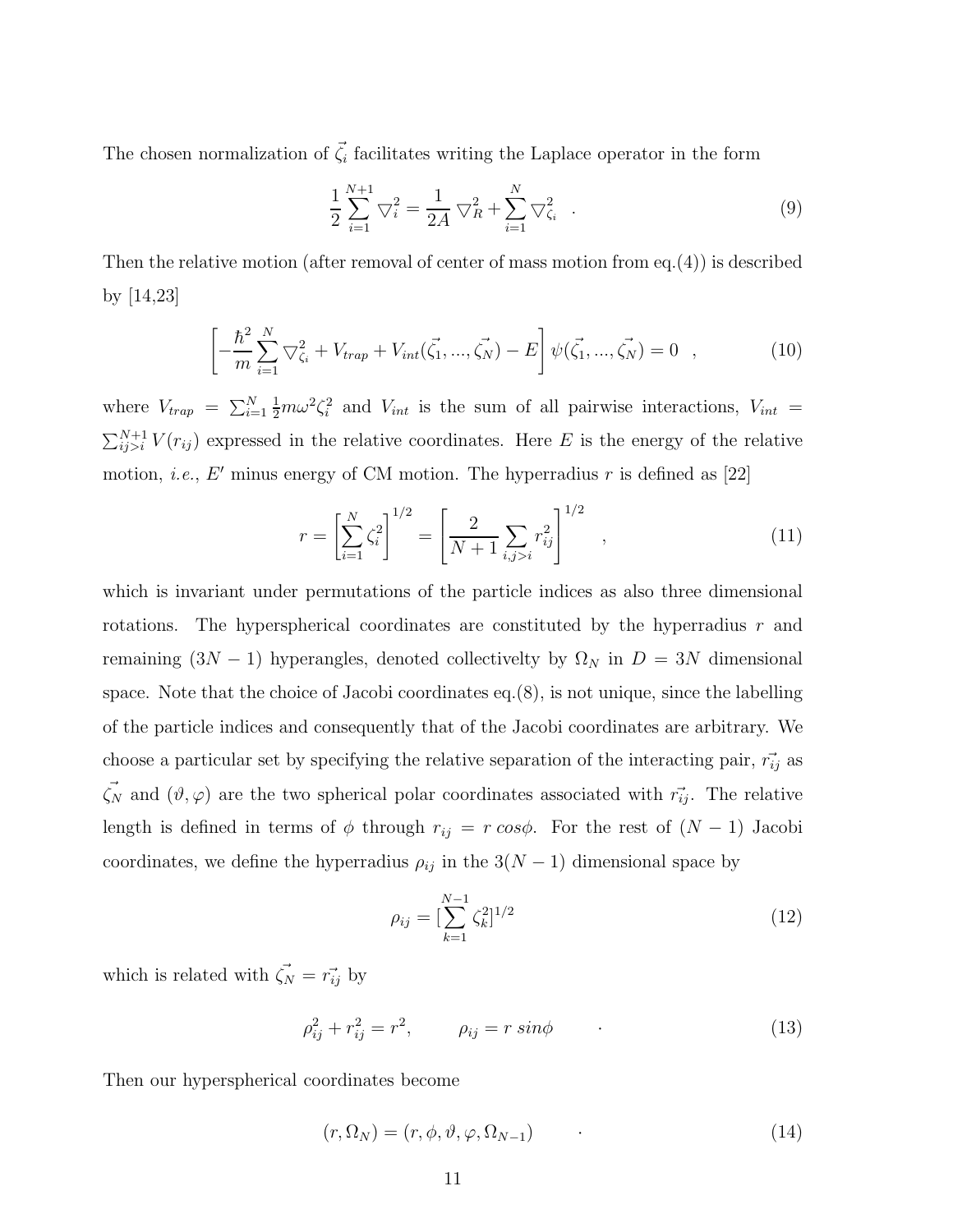The chosen normalization of $\vec{\zeta_i}$ facilitates writing the Laplace operator in the form

$$\frac{1}{2}\sum_{i=1}^{N+1} \bigtriangledown_i^2 = \frac{1}{2A} \bigtriangledown_R^2 + \sum_{i=1}^{N} \bigtriangledown_{\zeta_i}^2 \quad . \tag{9}$$

Then the relative motion (after removal of center of mass motion from eq.(4)) is described by [14,23]

$$\left[ -\frac{\hbar^2}{m}\sum_{i=1}^{N} \bigtriangledown_{\zeta_i}^2 + V_{trap} + V_{int}(\vec{\zeta_1},...,\vec{\zeta_N}) - E \right] \psi(\vec{\zeta_1},...,\vec{\zeta_N}) = 0 \quad , \tag{10}$$

where $V_{trap} = \sum_{i=1}^{N} \frac{1}{2} m\omega^2 \zeta_i^2$ and $V_{int}$ is the sum of all pairwise interactions, $V_{int} = \sum_{ij>i}^{N+1} V(r_{ij})$ expressed in the relative coordinates. Here $E$ is the energy of the relative motion, *i.e.*, $E'$ minus energy of CM motion. The hyperradius $r$ is defined as [22]

$$r = \left[ \sum_{i=1}^{N} \zeta_i^2 \right]^{1/2} = \left[ \frac{2}{N+1} \sum_{i,j>i} r_{ij}^2 \right]^{1/2} \quad , \tag{11}$$

which is invariant under permutations of the particle indices as also three dimensional rotations. The hyperspherical coordinates are constituted by the hyperradius $r$ and remaining $(3N-1)$ hyperangles, denoted collectivelty by $\Omega_N$ in $D = 3N$ dimensional space. Note that the choice of Jacobi coordinates eq.(8), is not unique, since the labelling of the particle indices and consequently that of the Jacobi coordinates are arbitrary. We choose a particular set by specifying the relative separation of the interacting pair, $\vec{r_{ij}}$ as $\vec{\zeta_N}$ and $(\vartheta, \varphi)$ are the two spherical polar coordinates associated with $\vec{r_{ij}}$. The relative length is defined in terms of $\phi$ through $r_{ij} = r\ cos\phi$. For the rest of $(N-1)$ Jacobi coordinates, we define the hyperradius $\rho_{ij}$ in the $3(N-1)$ dimensional space by

$$\rho_{ij} = [\sum_{k=1}^{N-1} \zeta_k^2]^{1/2} \tag{12}$$

which is related with $\vec{\zeta_N} = \vec{r_{ij}}$ by

$$\rho_{ij}^2 + r_{ij}^2 = r^2, \qquad \rho_{ij} = r\ sin\phi \qquad . \tag{13}$$

Then our hyperspherical coordinates become

$$(r, \Omega_N) = (r, \phi, \vartheta, \varphi, \Omega_{N-1}) \qquad . \tag{14}$$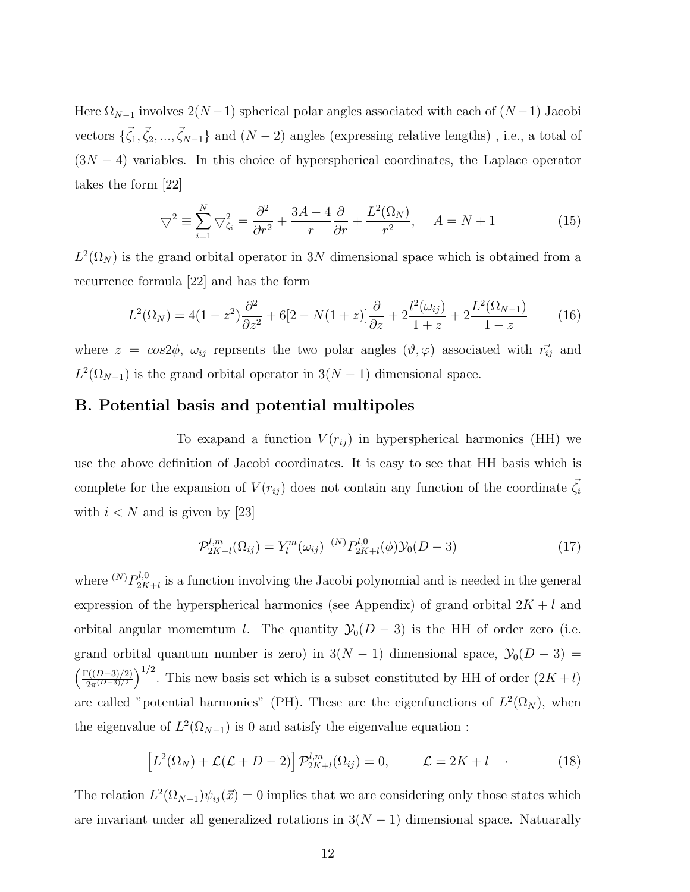Here $\Omega_{N-1}$ involves $2(N-1)$ spherical polar angles associated with each of $(N-1)$ Jacobi vectors $\{\vec{\zeta_1}, \vec{\zeta_2}, ..., \vec{\zeta}_{N-1}\}$ and $(N-2)$ angles (expressing relative lengths) , i.e., a total of $(3N-4)$ variables. In this choice of hyperspherical coordinates, the Laplace operator takes the form [22]

$$\bigtriangledown^2 \equiv \sum_{i=1}^{N} \bigtriangledown^2_{\zeta_i} = \frac{\partial^2}{\partial r^2} + \frac{3A-4}{r}\frac{\partial}{\partial r} + \frac{L^2(\Omega_N)}{r^2}, \quad A = N+1 \tag{15}$$

$L^2(\Omega_N)$ is the grand orbital operator in $3N$ dimensional space which is obtained from a recurrence formula [22] and has the form

$$L^2(\Omega_N) = 4(1-z^2)\frac{\partial^2}{\partial z^2} + 6[2 - N(1+z)]\frac{\partial}{\partial z} + 2\frac{l^2(\omega_{ij})}{1+z} + 2\frac{L^2(\Omega_{N-1})}{1-z} \tag{16}$$

where $z = cos2\phi$, $\omega_{ij}$ reprsents the two polar angles $(\vartheta, \varphi)$ associated with $\vec{r_{ij}}$ and $L^2(\Omega_{N-1})$ is the grand orbital operator in $3(N-1)$ dimensional space.

## B. Potential basis and potential multipoles

To exapand a function $V(r_{ij})$ in hyperspherical harmonics (HH) we use the above definition of Jacobi coordinates. It is easy to see that HH basis which is complete for the expansion of $V(r_{ij})$ does not contain any function of the coordinate $\vec{\zeta_i}$ with $i < N$ and is given by [23]

$$\mathcal{P}^{l,m}_{2K+l}(\Omega_{ij}) = Y^m_l(\omega_{ij}) \ {}^{(N)}P^{l,0}_{2K+l}(\phi)\mathcal{Y}_0(D-3) \tag{17}$$

where ${}^{(N)}P^{l,0}_{2K+l}$ is a function involving the Jacobi polynomial and is needed in the general expression of the hyperspherical harmonics (see Appendix) of grand orbital $2K+l$ and orbital angular momemtum $l$. The quantity $\mathcal{Y}_0(D-3)$ is the HH of order zero (i.e. grand orbital quantum number is zero) in $3(N-1)$ dimensional space, $\mathcal{Y}_0(D-3) = \left(\frac{\Gamma((D-3)/2)}{2\pi^{(D-3)/2}}\right)^{1/2}$. This new basis set which is a subset constituted by HH of order $(2K+l)$ are called "potential harmonics" (PH). These are the eigenfunctions of $L^2(\Omega_N)$, when the eigenvalue of $L^2(\Omega_{N-1})$ is 0 and satisfy the eigenvalue equation :

$$\left[L^2(\Omega_N) + \mathcal{L}(\mathcal{L}+D-2)\right]\mathcal{P}^{l,m}_{2K+l}(\Omega_{ij}) = 0, \qquad \mathcal{L} = 2K+l \quad \cdot \tag{18}$$

The relation $L^2(\Omega_{N-1})\psi_{ij}(\vec{x}) = 0$ implies that we are considering only those states which are invariant under all generalized rotations in $3(N-1)$ dimensional space. Natuarally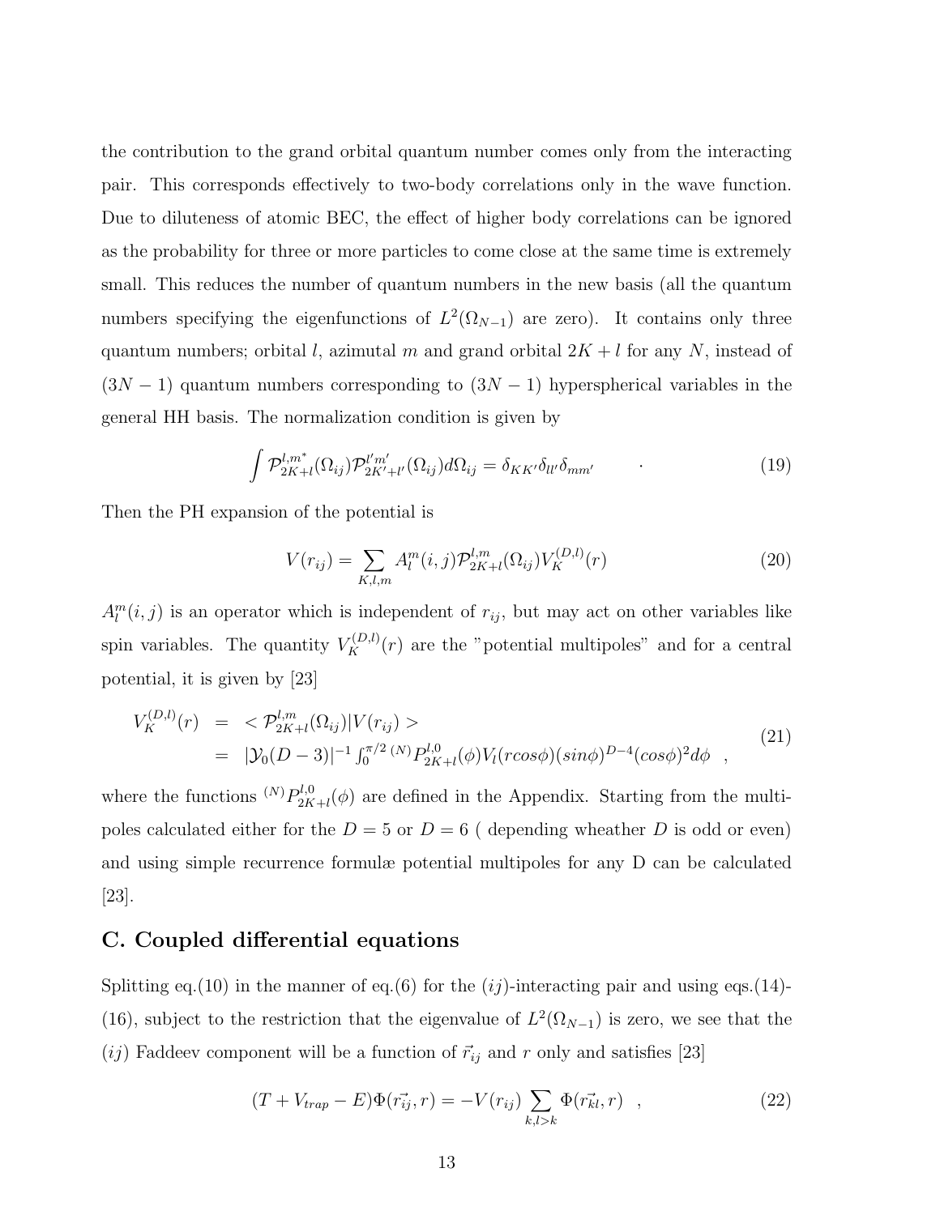the contribution to the grand orbital quantum number comes only from the interacting pair. This corresponds effectively to two-body correlations only in the wave function. Due to diluteness of atomic BEC, the effect of higher body correlations can be ignored as the probability for three or more particles to come close at the same time is extremely small. This reduces the number of quantum numbers in the new basis (all the quantum numbers specifying the eigenfunctions of $L^2(\Omega_{N-1})$ are zero). It contains only three quantum numbers; orbital $l$, azimutal $m$ and grand orbital $2K+l$ for any $N$, instead of $(3N-1)$ quantum numbers corresponding to $(3N-1)$ hyperspherical variables in the general HH basis. The normalization condition is given by

$$\int \mathcal{P}_{2K+l}^{l,m^*}(\Omega_{ij})\mathcal{P}_{2K'+l'}^{l'm'}(\Omega_{ij})d\Omega_{ij} = \delta_{KK'}\delta_{ll'}\delta_{mm'} \qquad . \tag{19}$$

Then the PH expansion of the potential is

$$V(r_{ij}) = \sum_{K,l,m} A_l^m(i,j)\mathcal{P}_{2K+l}^{l,m}(\Omega_{ij})V_K^{(D,l)}(r) \tag{20}$$

$A_l^m(i,j)$ is an operator which is independent of $r_{ij}$, but may act on other variables like spin variables. The quantity $V_K^{(D,l)}(r)$ are the "potential multipoles" and for a central potential, it is given by [23]

$$\begin{aligned} V_K^{(D,l)}(r) &= <\mathcal{P}_{2K+l}^{l,m}(\Omega_{ij})|V(r_{ij})> \\ &= |\mathcal{Y}_0(D-3)|^{-1}\int_0^{\pi/2} {}^{(N)}P_{2K+l}^{l,0}(\phi)V_l(r cos\phi)(sin\phi)^{D-4}(cos\phi)^2 d\phi \quad , \end{aligned} \tag{21}$$

where the functions ${}^{(N)}P_{2K+l}^{l,0}(\phi)$ are defined in the Appendix. Starting from the multipoles calculated either for the $D=5$ or $D=6$ ( depending wheather $D$ is odd or even) and using simple recurrence formulæ potential multipoles for any D can be calculated [23].

## C. Coupled differential equations

Splitting eq.(10) in the manner of eq.(6) for the $(ij)$-interacting pair and using eqs.(14)-(16), subject to the restriction that the eigenvalue of $L^2(\Omega_{N-1})$ is zero, we see that the $(ij)$ Faddeev component will be a function of $\vec{r_{ij}}$ and $r$ only and satisfies [23]

$$(T + V_{trap} - E)\Phi(\vec{r_{ij}}, r) = -V(r_{ij})\sum_{k,l>k}\Phi(\vec{r_{kl}}, r) \quad , \tag{22}$$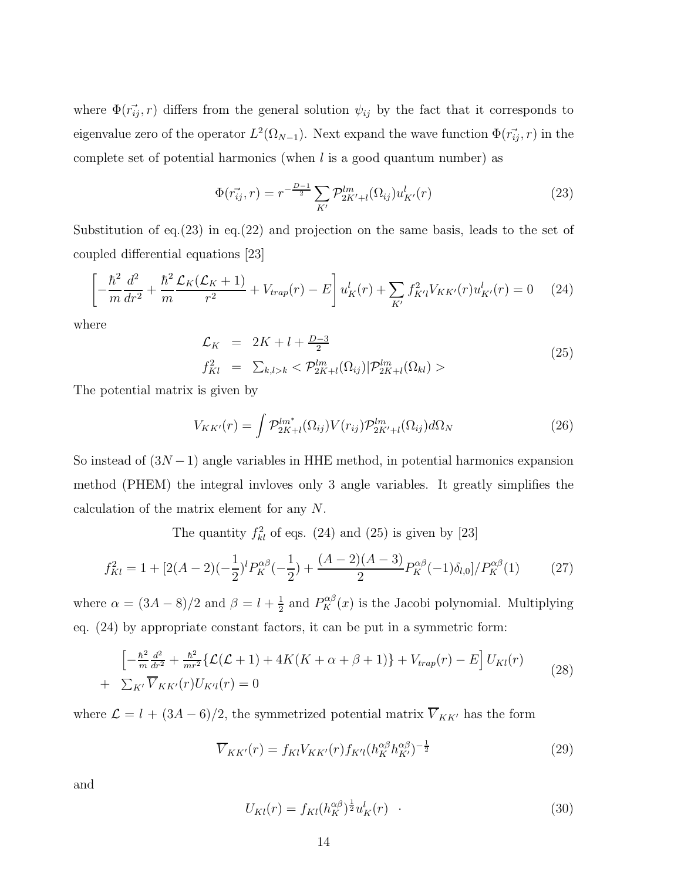where $\Phi(\vec{r_{ij}}, r)$ differs from the general solution $\psi_{ij}$ by the fact that it corresponds to eigenvalue zero of the operator $L^2(\Omega_{N-1})$. Next expand the wave function $\Phi(\vec{r_{ij}}, r)$ in the complete set of potential harmonics (when $l$ is a good quantum number) as

$$\Phi(\vec{r_{ij}}, r) = r^{-\frac{D-1}{2}} \sum_{K'} \mathcal{P}^{lm}_{2K'+l}(\Omega_{ij}) u^l_{K'}(r) \tag{23}$$

Substitution of eq.(23) in eq.(22) and projection on the same basis, leads to the set of coupled differential equations [23]

$$\left[ -\frac{\hbar^2}{m}\frac{d^2}{dr^2} + \frac{\hbar^2}{m}\frac{\mathcal{L}_K(\mathcal{L}_K+1)}{r^2} + V_{trap}(r) - E \right] u^l_K(r) + \sum_{K'} f^2_{K'l} V_{KK'}(r) u^l_{K'}(r) = 0 \tag{24}$$

where

$$\begin{aligned} \mathcal{L}_K &= 2K + l + \tfrac{D-3}{2} \\ f^2_{Kl} &= \textstyle\sum_{k,l>k} < \mathcal{P}^{lm}_{2K+l}(\Omega_{ij}) | \mathcal{P}^{lm}_{2K+l}(\Omega_{kl}) > \end{aligned} \tag{25}$$

The potential matrix is given by

$$V_{KK'}(r) = \int \mathcal{P}^{lm^*}_{2K+l}(\Omega_{ij}) V(r_{ij}) \mathcal{P}^{lm}_{2K'+l}(\Omega_{ij}) d\Omega_N \tag{26}$$

So instead of $(3N-1)$ angle variables in HHE method, in potential harmonics expansion method (PHEM) the integral invloves only 3 angle variables. It greatly simplifies the calculation of the matrix element for any $N$.

The quantity $f^2_{kl}$ of eqs. (24) and (25) is given by [23]

$$f^2_{Kl} = 1 + [2(A-2)(-\frac{1}{2})^l P^{\alpha\beta}_K(-\frac{1}{2}) + \frac{(A-2)(A-3)}{2} P^{\alpha\beta}_K(-1)\delta_{l,0}] / P^{\alpha\beta}_K(1) \tag{27}$$

where $\alpha = (3A-8)/2$ and $\beta = l + \frac{1}{2}$ and $P^{\alpha\beta}_K(x)$ is the Jacobi polynomial. Multiplying eq. (24) by appropriate constant factors, it can be put in a symmetric form:

$$\begin{aligned} &\left[ -\tfrac{\hbar^2}{m}\tfrac{d^2}{dr^2} + \tfrac{\hbar^2}{mr^2}\{\mathcal{L}(\mathcal{L}+1) + 4K(K+\alpha+\beta+1)\} + V_{trap}(r) - E \right] U_{Kl}(r) \\ + &\textstyle\sum_{K'} \overline{V}_{KK'}(r) U_{K'l}(r) = 0 \end{aligned} \tag{28}$$

where $\mathcal{L} = l + (3A-6)/2$, the symmetrized potential matrix $\overline{V}_{KK'}$ has the form

$$\overline{V}_{KK'}(r) = f_{Kl} V_{KK'}(r) f_{K'l} (h^{\alpha\beta}_K h^{\alpha\beta}_{K'})^{-\frac{1}{2}} \tag{29}$$

and

$$U_{Kl}(r) = f_{Kl} (h^{\alpha\beta}_K)^{\frac{1}{2}} u^l_K(r) \quad . \tag{30}$$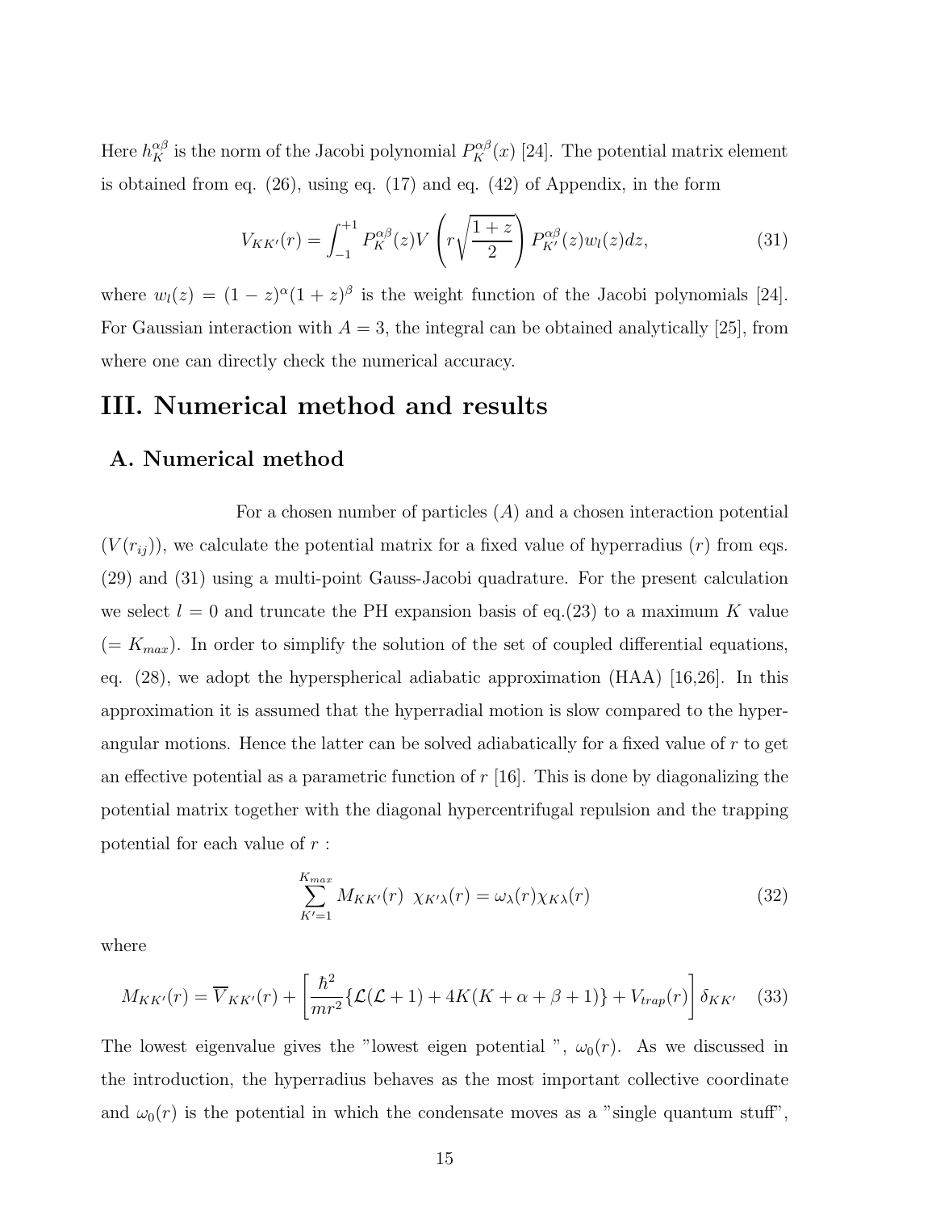Here $h_K^{\alpha\beta}$ is the norm of the Jacobi polynomial $P_K^{\alpha\beta}(x)$ [24]. The potential matrix element is obtained from eq. (26), using eq. (17) and eq. (42) of Appendix, in the form

$$V_{KK'}(r) = \int_{-1}^{+1} P_K^{\alpha\beta}(z) V\left(r\sqrt{\frac{1+z}{2}}\right) P_{K'}^{\alpha\beta}(z) w_l(z) dz, \tag{31}$$

where $w_l(z) = (1-z)^\alpha (1+z)^\beta$ is the weight function of the Jacobi polynomials [24]. For Gaussian interaction with $A = 3$, the integral can be obtained analytically [25], from where one can directly check the numerical accuracy.

# III. Numerical method and results

## A. Numerical method

For a chosen number of particles ($A$) and a chosen interaction potential ($V(r_{ij})$), we calculate the potential matrix for a fixed value of hyperradius ($r$) from eqs. (29) and (31) using a multi-point Gauss-Jacobi quadrature. For the present calculation we select $l = 0$ and truncate the PH expansion basis of eq.(23) to a maximum $K$ value ($= K_{max}$). In order to simplify the solution of the set of coupled differential equations, eq. (28), we adopt the hyperspherical adiabatic approximation (HAA) [16,26]. In this approximation it is assumed that the hyperradial motion is slow compared to the hyperangular motions. Hence the latter can be solved adiabatically for a fixed value of $r$ to get an effective potential as a parametric function of $r$ [16]. This is done by diagonalizing the potential matrix together with the diagonal hypercentrifugal repulsion and the trapping potential for each value of $r$ :

$$\sum_{K'=1}^{K_{max}} M_{KK'}(r) \;\; \chi_{K'\lambda}(r) = \omega_\lambda(r) \chi_{K\lambda}(r) \tag{32}$$

where

$$M_{KK'}(r) = \overline{V}_{KK'}(r) + \left[\frac{\hbar^2}{mr^2}\{\mathcal{L}(\mathcal{L}+1) + 4K(K+\alpha+\beta+1)\} + V_{trap}(r)\right]\delta_{KK'} \tag{33}$$

The lowest eigenvalue gives the "lowest eigen potential ", $\omega_0(r)$. As we discussed in the introduction, the hyperradius behaves as the most important collective coordinate and $\omega_0(r)$ is the potential in which the condensate moves as a "single quantum stuff",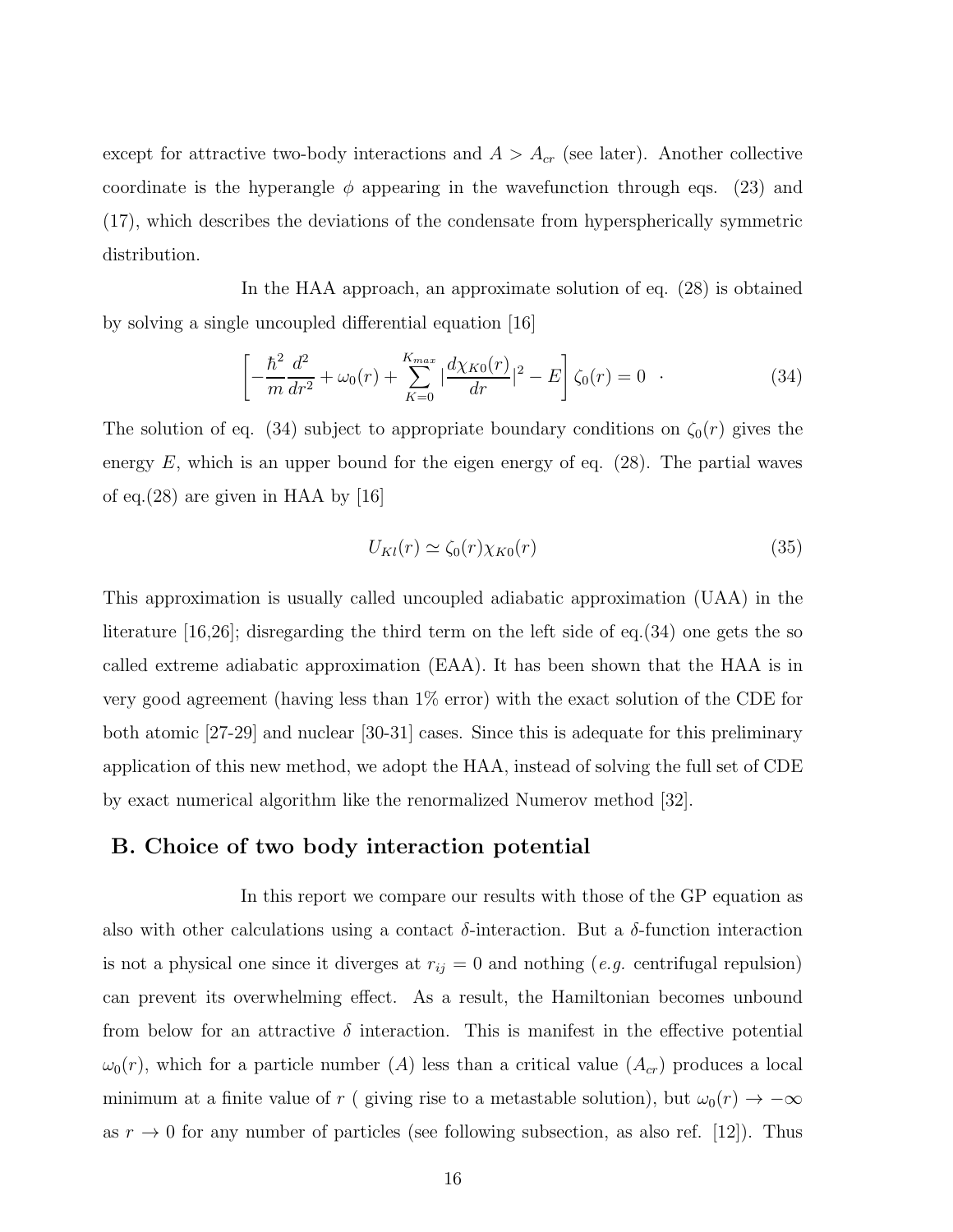except for attractive two-body interactions and $A > A_{cr}$ (see later). Another collective coordinate is the hyperangle $\phi$ appearing in the wavefunction through eqs. (23) and (17), which describes the deviations of the condensate from hyperspherically symmetric distribution.

In the HAA approach, an approximate solution of eq. (28) is obtained by solving a single uncoupled differential equation [16]

$$\left[-\frac{\hbar^2}{m}\frac{d^2}{dr^2} + \omega_0(r) + \sum_{K=0}^{K_{max}} |\frac{d\chi_{K0}(r)}{dr}|^2 - E\right]\zeta_0(r) = 0 \quad \cdot \tag{34}$$

The solution of eq. (34) subject to appropriate boundary conditions on $\zeta_0(r)$ gives the energy $E$, which is an upper bound for the eigen energy of eq. (28). The partial waves of eq.(28) are given in HAA by [16]

$$U_{Kl}(r) \simeq \zeta_0(r)\chi_{K0}(r) \tag{35}$$

This approximation is usually called uncoupled adiabatic approximation (UAA) in the literature [16,26]; disregarding the third term on the left side of eq.(34) one gets the so called extreme adiabatic approximation (EAA). It has been shown that the HAA is in very good agreement (having less than 1% error) with the exact solution of the CDE for both atomic [27-29] and nuclear [30-31] cases. Since this is adequate for this preliminary application of this new method, we adopt the HAA, instead of solving the full set of CDE by exact numerical algorithm like the renormalized Numerov method [32].

## B. Choice of two body interaction potential

In this report we compare our results with those of the GP equation as also with other calculations using a contact $\delta$-interaction. But a $\delta$-function interaction is not a physical one since it diverges at $r_{ij} = 0$ and nothing (*e.g.* centrifugal repulsion) can prevent its overwhelming effect. As a result, the Hamiltonian becomes unbound from below for an attractive $\delta$ interaction. This is manifest in the effective potential $\omega_0(r)$, which for a particle number ($A$) less than a critical value ($A_{cr}$) produces a local minimum at a finite value of $r$ ( giving rise to a metastable solution), but $\omega_0(r) \to -\infty$ as $r \to 0$ for any number of particles (see following subsection, as also ref. [12]). Thus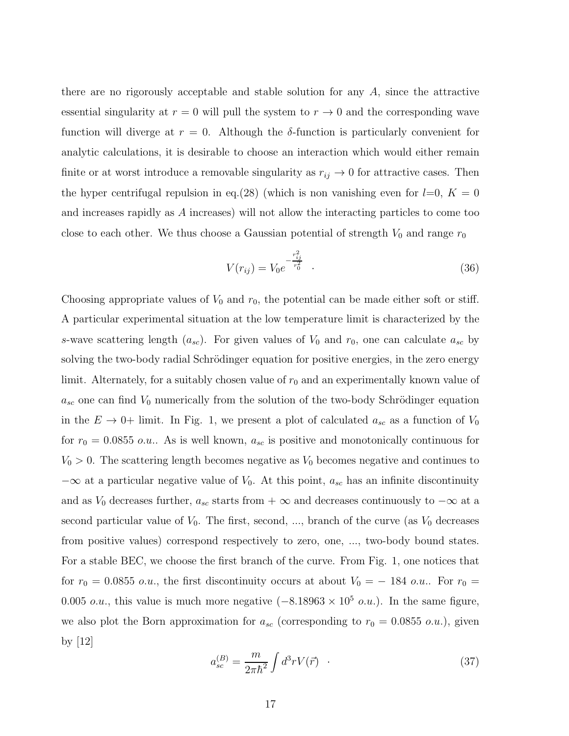there are no rigorously acceptable and stable solution for any $A$, since the attractive essential singularity at $r = 0$ will pull the system to $r \to 0$ and the corresponding wave function will diverge at $r = 0$. Although the $\delta$-function is particularly convenient for analytic calculations, it is desirable to choose an interaction which would either remain finite or at worst introduce a removable singularity as $r_{ij} \to 0$ for attractive cases. Then the hyper centrifugal repulsion in eq.(28) (which is non vanishing even for $l$=0, $K = 0$ and increases rapidly as $A$ increases) will not allow the interacting particles to come too close to each other. We thus choose a Gaussian potential of strength $V_0$ and range $r_0$

$$V(r_{ij}) = V_0 e^{-\frac{r_{ij}^2}{r_0^2}} \quad . \tag{36}$$

Choosing appropriate values of $V_0$ and $r_0$, the potential can be made either soft or stiff. A particular experimental situation at the low temperature limit is characterized by the $s$-wave scattering length ($a_{sc}$). For given values of $V_0$ and $r_0$, one can calculate $a_{sc}$ by solving the two-body radial Schrödinger equation for positive energies, in the zero energy limit. Alternately, for a suitably chosen value of $r_0$ and an experimentally known value of $a_{sc}$ one can find $V_0$ numerically from the solution of the two-body Schrödinger equation in the $E \to 0+$ limit. In Fig. 1, we present a plot of calculated $a_{sc}$ as a function of $V_0$ for $r_0 = 0.0855$ *o.u.*. As is well known, $a_{sc}$ is positive and monotonically continuous for $V_0 > 0$. The scattering length becomes negative as $V_0$ becomes negative and continues to $-\infty$ at a particular negative value of $V_0$. At this point, $a_{sc}$ has an infinite discontinuity and as $V_0$ decreases further, $a_{sc}$ starts from $+\infty$ and decreases continuously to $-\infty$ at a second particular value of $V_0$. The first, second, ..., branch of the curve (as $V_0$ decreases from positive values) correspond respectively to zero, one, ..., two-body bound states. For a stable BEC, we choose the first branch of the curve. From Fig. 1, one notices that for $r_0 = 0.0855$ *o.u.*, the first discontinuity occurs at about $V_0 = -184$ *o.u.*. For $r_0 = 0.005$ *o.u.*, this value is much more negative ($-8.18963 \times 10^5$ *o.u.*). In the same figure, we also plot the Born approximation for $a_{sc}$ (corresponding to $r_0 = 0.0855$ *o.u.*), given by [12]

$$a_{sc}^{(B)} = \frac{m}{2\pi\hbar^2} \int d^3r V(\vec{r}) \quad . \tag{37}$$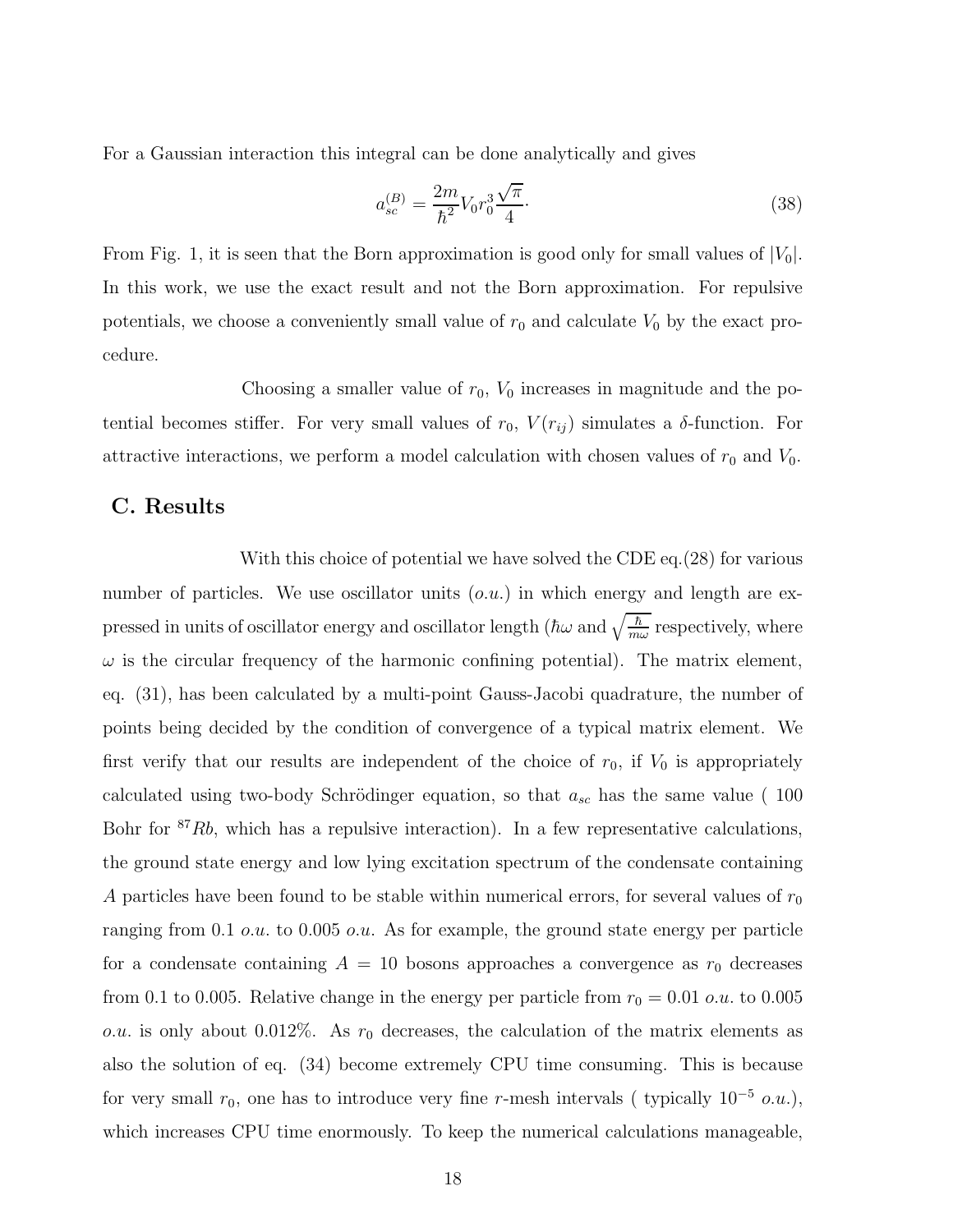For a Gaussian interaction this integral can be done analytically and gives

$$a_{sc}^{(B)} = \frac{2m}{\hbar^2} V_0 r_0^3 \frac{\sqrt{\pi}}{4}. \tag{38}$$

From Fig. 1, it is seen that the Born approximation is good only for small values of $|V_0|$. In this work, we use the exact result and not the Born approximation. For repulsive potentials, we choose a conveniently small value of $r_0$ and calculate $V_0$ by the exact procedure.

Choosing a smaller value of $r_0$, $V_0$ increases in magnitude and the potential becomes stiffer. For very small values of $r_0$, $V(r_{ij})$ simulates a $\delta$-function. For attractive interactions, we perform a model calculation with chosen values of $r_0$ and $V_0$.

## C. Results

With this choice of potential we have solved the CDE eq.(28) for various number of particles. We use oscillator units (*o.u.*) in which energy and length are expressed in units of oscillator energy and oscillator length ($\hbar\omega$ and $\sqrt{\frac{\hbar}{m\omega}}$ respectively, where $\omega$ is the circular frequency of the harmonic confining potential). The matrix element, eq. (31), has been calculated by a multi-point Gauss-Jacobi quadrature, the number of points being decided by the condition of convergence of a typical matrix element. We first verify that our results are independent of the choice of $r_0$, if $V_0$ is appropriately calculated using two-body Schrödinger equation, so that $a_{sc}$ has the same value ( 100 Bohr for $^{87}Rb$, which has a repulsive interaction). In a few representative calculations, the ground state energy and low lying excitation spectrum of the condensate containing $A$ particles have been found to be stable within numerical errors, for several values of $r_0$ ranging from 0.1 *o.u.* to 0.005 *o.u.* As for example, the ground state energy per particle for a condensate containing $A = 10$ bosons approaches a convergence as $r_0$ decreases from 0.1 to 0.005. Relative change in the energy per particle from $r_0 = 0.01$ *o.u.* to 0.005 *o.u.* is only about 0.012%. As $r_0$ decreases, the calculation of the matrix elements as also the solution of eq. (34) become extremely CPU time consuming. This is because for very small $r_0$, one has to introduce very fine $r$-mesh intervals ( typically $10^{-5}$ *o.u.*), which increases CPU time enormously. To keep the numerical calculations manageable,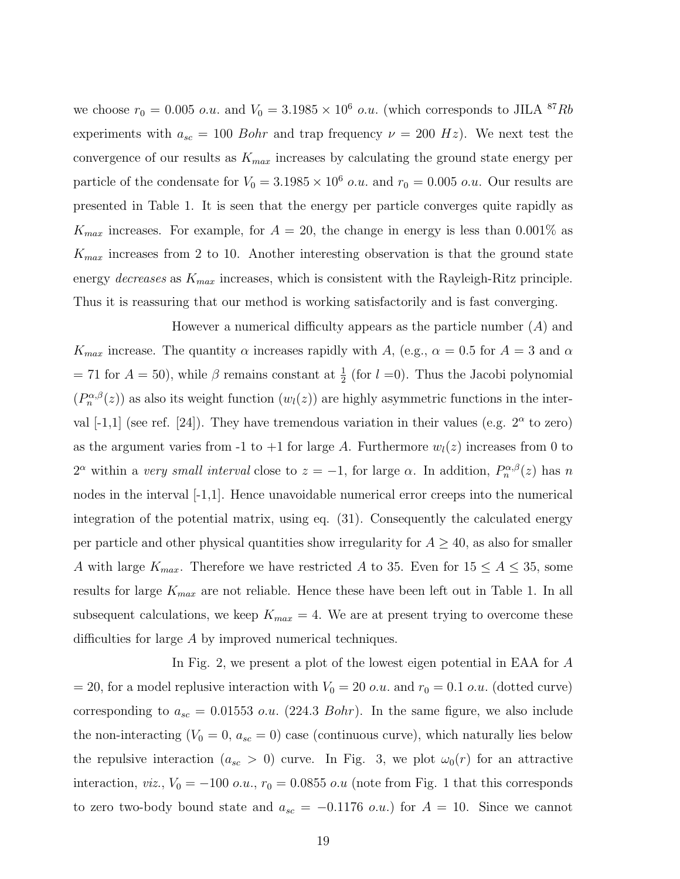we choose $r_0 = 0.005$ *o.u.* and $V_0 = 3.1985 \times 10^6$ *o.u.* (which corresponds to JILA $^{87}Rb$ experiments with $a_{sc} = 100$ *Bohr* and trap frequency $\nu = 200$ *Hz*). We next test the convergence of our results as $K_{max}$ increases by calculating the ground state energy per particle of the condensate for $V_0 = 3.1985 \times 10^6$ *o.u.* and $r_0 = 0.005$ *o.u.* Our results are presented in Table 1. It is seen that the energy per particle converges quite rapidly as $K_{max}$ increases. For example, for $A = 20$, the change in energy is less than 0.001% as $K_{max}$ increases from 2 to 10. Another interesting observation is that the ground state energy *decreases* as $K_{max}$ increases, which is consistent with the Rayleigh-Ritz principle. Thus it is reassuring that our method is working satisfactorily and is fast converging.

However a numerical difficulty appears as the particle number ($A$) and $K_{max}$ increase. The quantity $\alpha$ increases rapidly with $A$, (e.g., $\alpha = 0.5$ for $A = 3$ and $\alpha = 71$ for $A = 50$), while $\beta$ remains constant at $\frac{1}{2}$ (for $l = 0$). Thus the Jacobi polynomial ($P_n^{\alpha,\beta}(z)$) as also its weight function ($w_l(z)$) are highly asymmetric functions in the interval [-1,1] (see ref. [24]). They have tremendous variation in their values (e.g. $2^\alpha$ to zero) as the argument varies from -1 to +1 for large $A$. Furthermore $w_l(z)$ increases from 0 to $2^\alpha$ within a *very small interval* close to $z = -1$, for large $\alpha$. In addition, $P_n^{\alpha,\beta}(z)$ has $n$ nodes in the interval [-1,1]. Hence unavoidable numerical error creeps into the numerical integration of the potential matrix, using eq. (31). Consequently the calculated energy per particle and other physical quantities show irregularity for $A \geq 40$, as also for smaller $A$ with large $K_{max}$. Therefore we have restricted $A$ to 35. Even for $15 \leq A \leq 35$, some results for large $K_{max}$ are not reliable. Hence these have been left out in Table 1. In all subsequent calculations, we keep $K_{max} = 4$. We are at present trying to overcome these difficulties for large $A$ by improved numerical techniques.

In Fig. 2, we present a plot of the lowest eigen potential in EAA for $A = 20$, for a model replusive interaction with $V_0 = 20$ *o.u.* and $r_0 = 0.1$ *o.u.* (dotted curve) corresponding to $a_{sc} = 0.01553$ *o.u.* (224.3 *Bohr*). In the same figure, we also include the non-interacting ($V_0 = 0$, $a_{sc} = 0$) case (continuous curve), which naturally lies below the repulsive interaction ($a_{sc} > 0$) curve. In Fig. 3, we plot $\omega_0(r)$ for an attractive interaction, *viz.*, $V_0 = -100$ *o.u.*, $r_0 = 0.0855$ *o.u* (note from Fig. 1 that this corresponds to zero two-body bound state and $a_{sc} = -0.1176$ *o.u.*) for $A = 10$. Since we cannot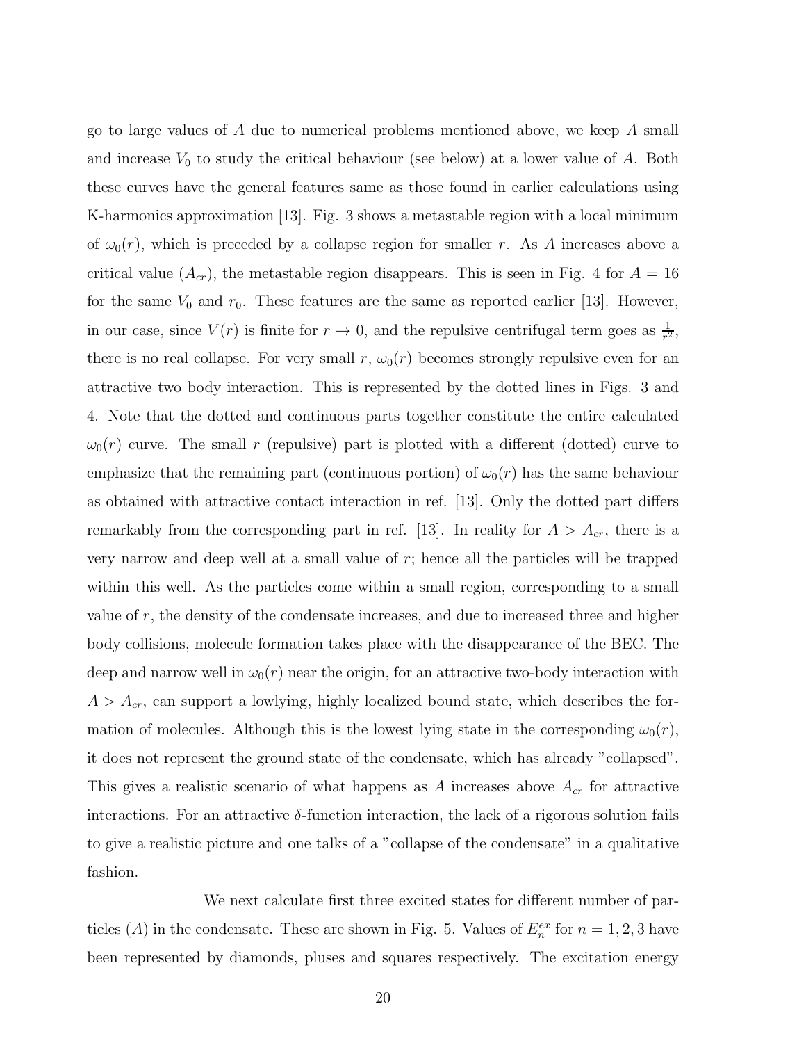go to large values of $A$ due to numerical problems mentioned above, we keep $A$ small and increase $V_0$ to study the critical behaviour (see below) at a lower value of $A$. Both these curves have the general features same as those found in earlier calculations using K-harmonics approximation [13]. Fig. 3 shows a metastable region with a local minimum of $\omega_0(r)$, which is preceded by a collapse region for smaller $r$. As $A$ increases above a critical value ($A_{cr}$), the metastable region disappears. This is seen in Fig. 4 for $A = 16$ for the same $V_0$ and $r_0$. These features are the same as reported earlier [13]. However, in our case, since $V(r)$ is finite for $r \to 0$, and the repulsive centrifugal term goes as $\frac{1}{r^2}$, there is no real collapse. For very small $r$, $\omega_0(r)$ becomes strongly repulsive even for an attractive two body interaction. This is represented by the dotted lines in Figs. 3 and 4. Note that the dotted and continuous parts together constitute the entire calculated $\omega_0(r)$ curve. The small $r$ (repulsive) part is plotted with a different (dotted) curve to emphasize that the remaining part (continuous portion) of $\omega_0(r)$ has the same behaviour as obtained with attractive contact interaction in ref. [13]. Only the dotted part differs remarkably from the corresponding part in ref. [13]. In reality for $A > A_{cr}$, there is a very narrow and deep well at a small value of $r$; hence all the particles will be trapped within this well. As the particles come within a small region, corresponding to a small value of $r$, the density of the condensate increases, and due to increased three and higher body collisions, molecule formation takes place with the disappearance of the BEC. The deep and narrow well in $\omega_0(r)$ near the origin, for an attractive two-body interaction with $A > A_{cr}$, can support a lowlying, highly localized bound state, which describes the formation of molecules. Although this is the lowest lying state in the corresponding $\omega_0(r)$, it does not represent the ground state of the condensate, which has already "collapsed". This gives a realistic scenario of what happens as $A$ increases above $A_{cr}$ for attractive interactions. For an attractive $\delta$-function interaction, the lack of a rigorous solution fails to give a realistic picture and one talks of a "collapse of the condensate" in a qualitative fashion.

We next calculate first three excited states for different number of particles ($A$) in the condensate. These are shown in Fig. 5. Values of $E_n^{ex}$ for $n = 1, 2, 3$ have been represented by diamonds, pluses and squares respectively. The excitation energy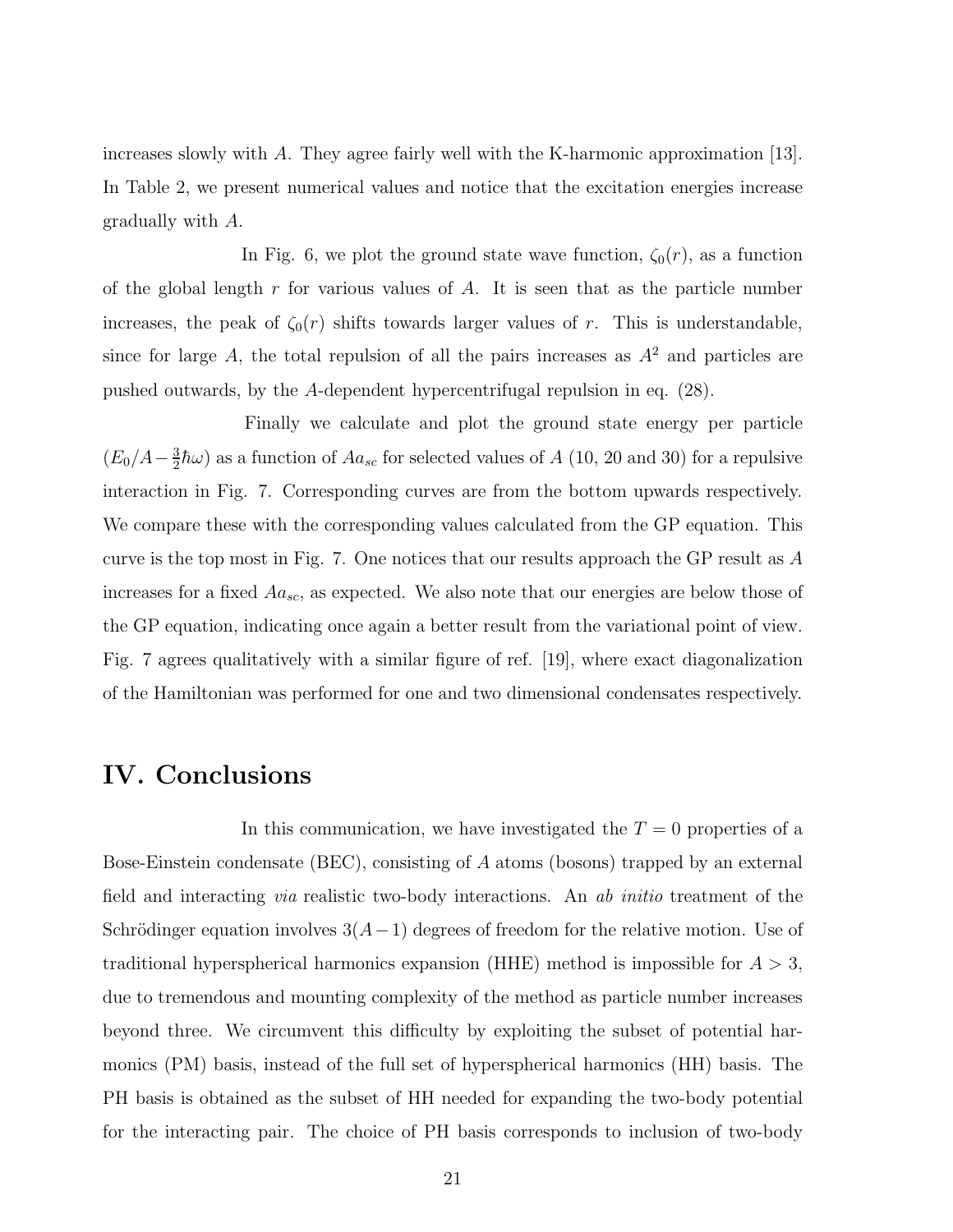increases slowly with $A$. They agree fairly well with the K-harmonic approximation [13]. In Table 2, we present numerical values and notice that the excitation energies increase gradually with $A$.

In Fig. 6, we plot the ground state wave function, $\zeta_0(r)$, as a function of the global length $r$ for various values of $A$. It is seen that as the particle number increases, the peak of $\zeta_0(r)$ shifts towards larger values of $r$. This is understandable, since for large $A$, the total repulsion of all the pairs increases as $A^2$ and particles are pushed outwards, by the $A$-dependent hypercentrifugal repulsion in eq. (28).

Finally we calculate and plot the ground state energy per particle ($E_0/A - \frac{3}{2}\hbar\omega$) as a function of $Aa_{sc}$ for selected values of $A$ (10, 20 and 30) for a repulsive interaction in Fig. 7. Corresponding curves are from the bottom upwards respectively. We compare these with the corresponding values calculated from the GP equation. This curve is the top most in Fig. 7. One notices that our results approach the GP result as $A$ increases for a fixed $Aa_{sc}$, as expected. We also note that our energies are below those of the GP equation, indicating once again a better result from the variational point of view. Fig. 7 agrees qualitatively with a similar figure of ref. [19], where exact diagonalization of the Hamiltonian was performed for one and two dimensional condensates respectively.

# IV. Conclusions

In this communication, we have investigated the $T = 0$ properties of a Bose-Einstein condensate (BEC), consisting of $A$ atoms (bosons) trapped by an external field and interacting *via* realistic two-body interactions. An *ab initio* treatment of the Schrödinger equation involves $3(A-1)$ degrees of freedom for the relative motion. Use of traditional hyperspherical harmonics expansion (HHE) method is impossible for $A > 3$, due to tremendous and mounting complexity of the method as particle number increases beyond three. We circumvent this difficulty by exploiting the subset of potential harmonics (PM) basis, instead of the full set of hyperspherical harmonics (HH) basis. The PH basis is obtained as the subset of HH needed for expanding the two-body potential for the interacting pair. The choice of PH basis corresponds to inclusion of two-body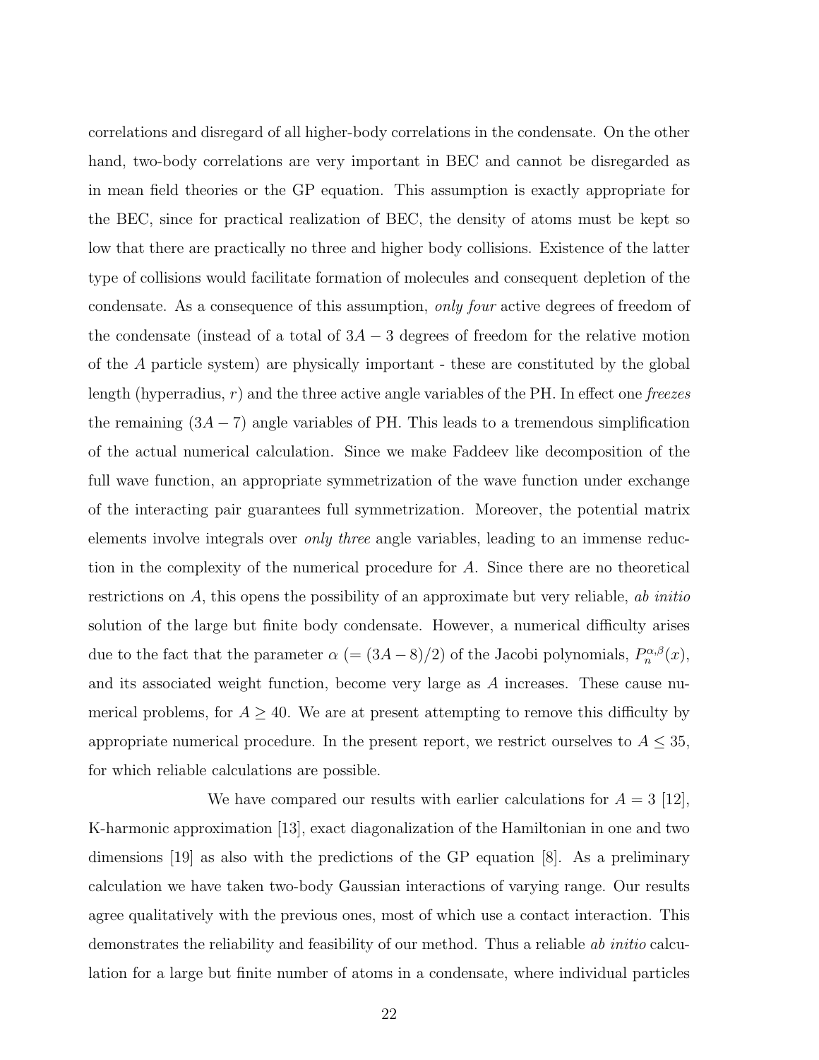correlations and disregard of all higher-body correlations in the condensate. On the other hand, two-body correlations are very important in BEC and cannot be disregarded as in mean field theories or the GP equation. This assumption is exactly appropriate for the BEC, since for practical realization of BEC, the density of atoms must be kept so low that there are practically no three and higher body collisions. Existence of the latter type of collisions would facilitate formation of molecules and consequent depletion of the condensate. As a consequence of this assumption, *only four* active degrees of freedom of the condensate (instead of a total of $3A-3$ degrees of freedom for the relative motion of the $A$ particle system) are physically important - these are constituted by the global length (hyperradius, $r$) and the three active angle variables of the PH. In effect one *freezes* the remaining $(3A-7)$ angle variables of PH. This leads to a tremendous simplification of the actual numerical calculation. Since we make Faddeev like decomposition of the full wave function, an appropriate symmetrization of the wave function under exchange of the interacting pair guarantees full symmetrization. Moreover, the potential matrix elements involve integrals over *only three* angle variables, leading to an immense reduction in the complexity of the numerical procedure for $A$. Since there are no theoretical restrictions on $A$, this opens the possibility of an approximate but very reliable, *ab initio* solution of the large but finite body condensate. However, a numerical difficulty arises due to the fact that the parameter $\alpha$ $(=(3A-8)/2)$ of the Jacobi polynomials, $P_n^{\alpha,\beta}(x)$, and its associated weight function, become very large as $A$ increases. These cause numerical problems, for $A \geq 40$. We are at present attempting to remove this difficulty by appropriate numerical procedure. In the present report, we restrict ourselves to $A \leq 35$, for which reliable calculations are possible.

We have compared our results with earlier calculations for $A = 3$ [12], K-harmonic approximation [13], exact diagonalization of the Hamiltonian in one and two dimensions [19] as also with the predictions of the GP equation [8]. As a preliminary calculation we have taken two-body Gaussian interactions of varying range. Our results agree qualitatively with the previous ones, most of which use a contact interaction. This demonstrates the reliability and feasibility of our method. Thus a reliable *ab initio* calculation for a large but finite number of atoms in a condensate, where individual particles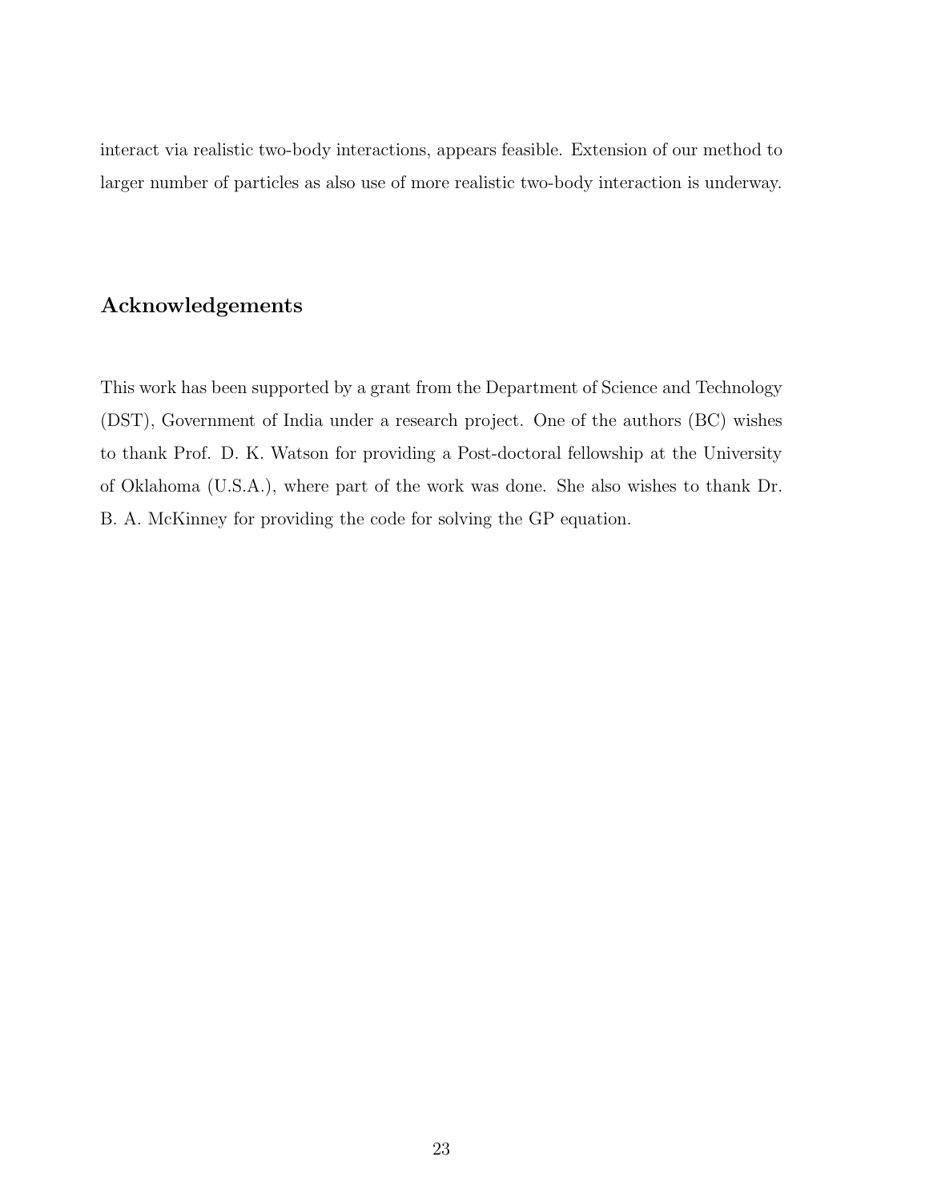interact via realistic two-body interactions, appears feasible. Extension of our method to larger number of particles as also use of more realistic two-body interaction is underway.

## Acknowledgements

This work has been supported by a grant from the Department of Science and Technology (DST), Government of India under a research project. One of the authors (BC) wishes to thank Prof. D. K. Watson for providing a Post-doctoral fellowship at the University of Oklahoma (U.S.A.), where part of the work was done. She also wishes to thank Dr. B. A. McKinney for providing the code for solving the GP equation.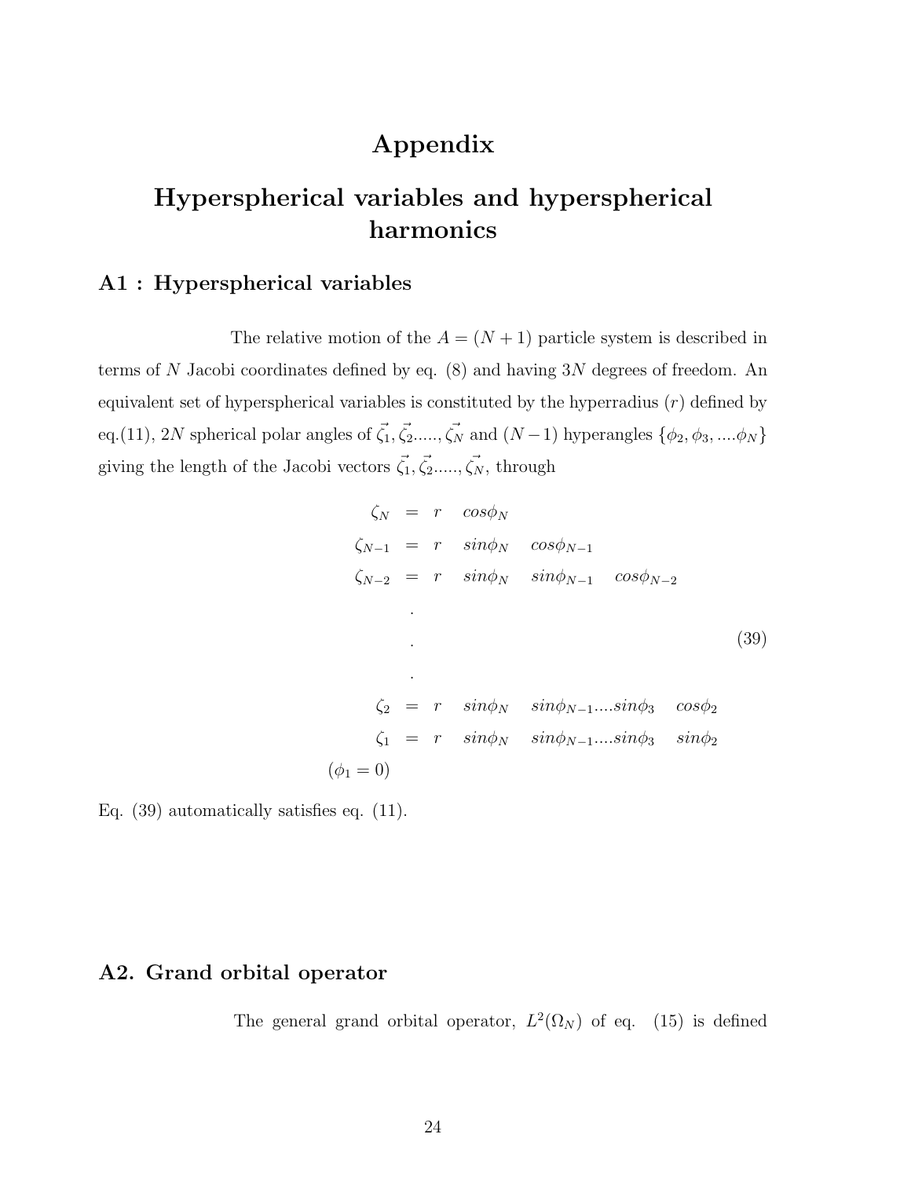# Appendix

# Hyperspherical variables and hyperspherical harmonics

## A1 : Hyperspherical variables

The relative motion of the $A = (N + 1)$ particle system is described in terms of $N$ Jacobi coordinates defined by eq. (8) and having $3N$ degrees of freedom. An equivalent set of hyperspherical variables is constituted by the hyperradius ($r$) defined by eq.(11), $2N$ spherical polar angles of $\vec{\zeta_1}, \vec{\zeta_2}....., \vec{\zeta_N}$ and $(N-1)$ hyperangles $\{\phi_2, \phi_3, ....\phi_N\}$ giving the length of the Jacobi vectors $\vec{\zeta_1}, \vec{\zeta_2}....., \vec{\zeta_N}$, through

$$
\begin{aligned}
\zeta_N &= r \quad cos\phi_N \\
\zeta_{N-1} &= r \quad sin\phi_N \quad cos\phi_{N-1} \\
\zeta_{N-2} &= r \quad sin\phi_N \quad sin\phi_{N-1} \quad cos\phi_{N-2} \\
&. \\
&. \\
&. \\
\zeta_2 &= r \quad sin\phi_N \quad sin\phi_{N-1}....sin\phi_3 \quad cos\phi_2 \\
\zeta_1 &= r \quad sin\phi_N \quad sin\phi_{N-1}....sin\phi_3 \quad sin\phi_2 \\
(\phi_1 = 0) &
\end{aligned}
\tag{39}
$$

Eq. (39) automatically satisfies eq. (11).

## A2. Grand orbital operator

The general grand orbital operator, $L^2(\Omega_N)$ of eq. (15) is defined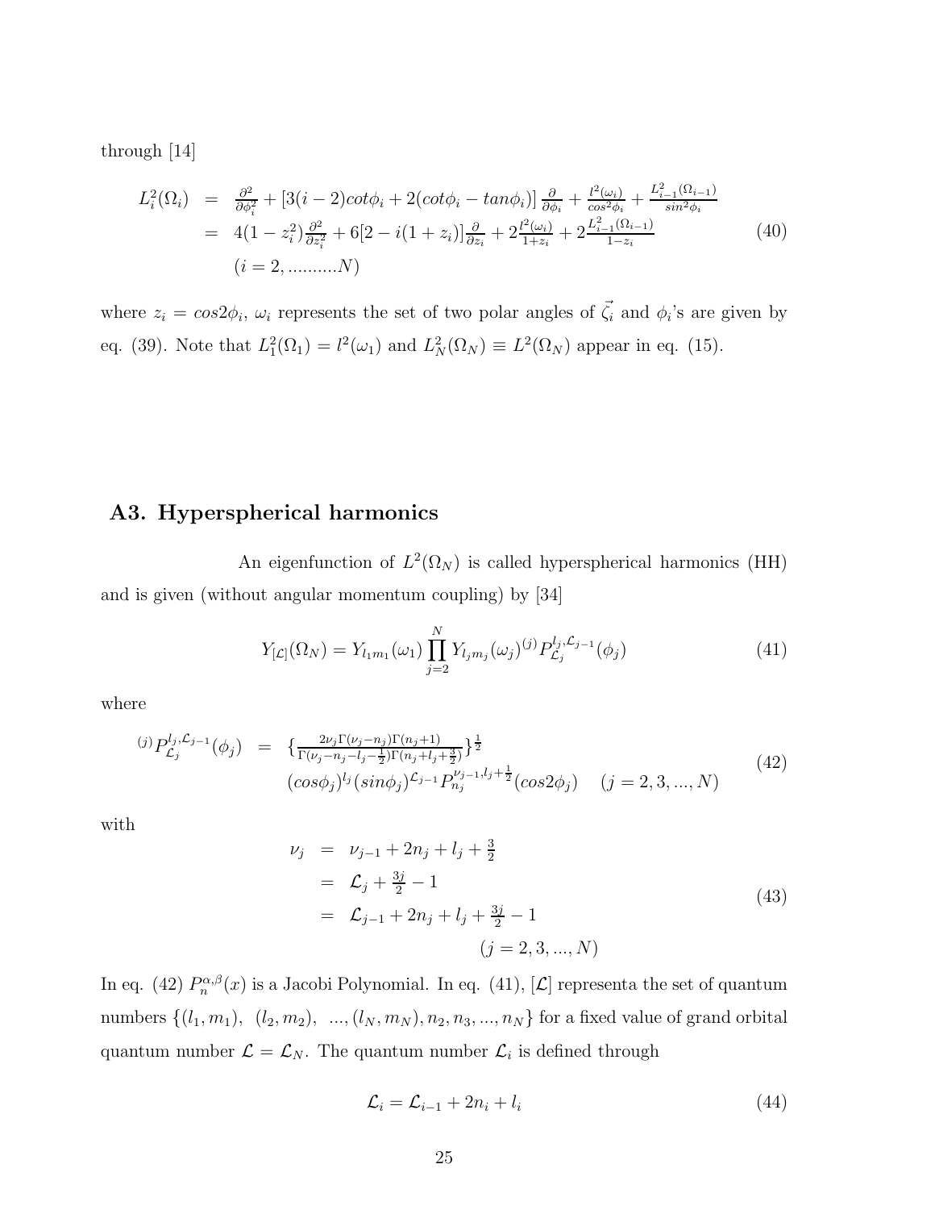through [14]

$$
\begin{aligned}
L_i^2(\Omega_i) &= \tfrac{\partial^2}{\partial \phi_i^2} + [3(i-2)cot\phi_i + 2(cot\phi_i - tan\phi_i)]\tfrac{\partial}{\partial \phi_i} + \tfrac{l^2(\omega_i)}{cos^2\phi_i} + \tfrac{L_{i-1}^2(\Omega_{i-1})}{sin^2\phi_i} \\
&= 4(1-z_i^2)\tfrac{\partial^2}{\partial z_i^2} + 6[2 - i(1+z_i)]\tfrac{\partial}{\partial z_i} + 2\tfrac{l^2(\omega_i)}{1+z_i} + 2\tfrac{L_{i-1}^2(\Omega_{i-1})}{1-z_i} \\
&\quad (i = 2, ..........N)
\end{aligned}
\tag{40}
$$

where $z_i = cos2\phi_i$, $\omega_i$ represents the set of two polar angles of $\vec{\zeta_i}$ and $\phi_i$'s are given by eq. (39). Note that $L_1^2(\Omega_1) = l^2(\omega_1)$ and $L_N^2(\Omega_N) \equiv L^2(\Omega_N)$ appear in eq. (15).

## A3. Hyperspherical harmonics

An eigenfunction of $L^2(\Omega_N)$ is called hyperspherical harmonics (HH) and is given (without angular momentum coupling) by [34]

$$
Y_{[\mathcal{L}]}(\Omega_N) = Y_{l_1 m_1}(\omega_1) \prod_{j=2}^{N} Y_{l_j m_j}(\omega_j) {}^{(j)}P_{\mathcal{L}_j}^{l_j, \mathcal{L}_{j-1}}(\phi_j) \tag{41}
$$

where

$$
\begin{aligned}
{}^{(j)}P_{\mathcal{L}_j}^{l_j, \mathcal{L}_{j-1}}(\phi_j) &= \left\{\tfrac{2\nu_j \Gamma(\nu_j - n_j)\Gamma(n_j+1)}{\Gamma(\nu_j - n_j - l_j - \frac{1}{2})\Gamma(n_j + l_j + \frac{3}{2})}\right\}^{\frac{1}{2}} \\
&\quad (cos\phi_j)^{l_j}(sin\phi_j)^{\mathcal{L}_{j-1}} P_{n_j}^{\nu_{j-1}, l_j + \frac{1}{2}}(cos2\phi_j) \quad (j = 2, 3, ..., N)
\end{aligned}
\tag{42}
$$

with

$$
\begin{aligned}
\nu_j &= \nu_{j-1} + 2n_j + l_j + \tfrac{3}{2} \\
&= \mathcal{L}_j + \tfrac{3j}{2} - 1 \\
&= \mathcal{L}_{j-1} + 2n_j + l_j + \tfrac{3j}{2} - 1 \\
&\qquad (j = 2, 3, ..., N)
\end{aligned}
\tag{43}
$$

In eq. (42) $P_n^{\alpha,\beta}(x)$ is a Jacobi Polynomial. In eq. (41), $[\mathcal{L}]$ representa the set of quantum numbers $\{(l_1, m_1),\ (l_2, m_2),\ ..., (l_N, m_N), n_2, n_3, ..., n_N\}$ for a fixed value of grand orbital quantum number $\mathcal{L} = \mathcal{L}_N$. The quantum number $\mathcal{L}_i$ is defined through

$$
\mathcal{L}_i = \mathcal{L}_{i-1} + 2n_i + l_i \tag{44}
$$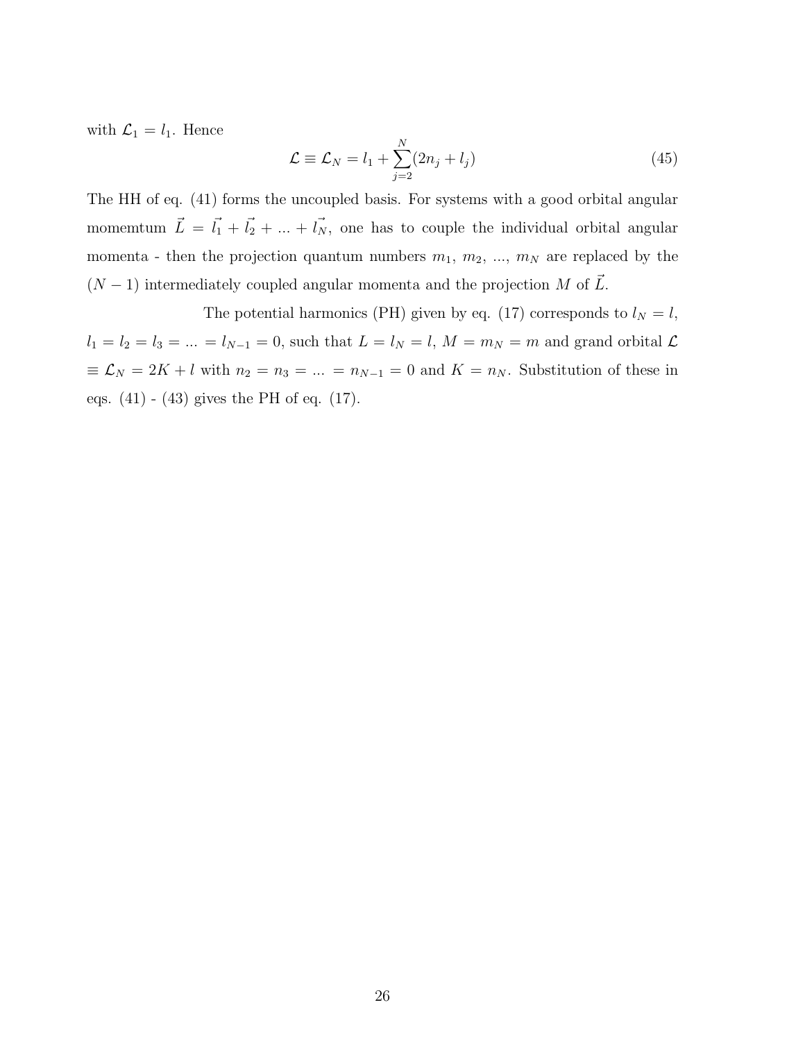with $\mathcal{L}_1 = l_1$. Hence

$$\mathcal{L} \equiv \mathcal{L}_N = l_1 + \sum_{j=2}^{N}(2n_j + l_j) \tag{45}$$

The HH of eq. (41) forms the uncoupled basis. For systems with a good orbital angular momemtum $\vec{L} = \vec{l_1} + \vec{l_2} + ... + \vec{l_N}$, one has to couple the individual orbital angular momenta - then the projection quantum numbers $m_1$, $m_2$, ..., $m_N$ are replaced by the $(N-1)$ intermediately coupled angular momenta and the projection $M$ of $\vec{L}$.

The potential harmonics (PH) given by eq. (17) corresponds to $l_N = l$, $l_1 = l_2 = l_3 = ... = l_{N-1} = 0$, such that $L = l_N = l$, $M = m_N = m$ and grand orbital $\mathcal{L} \equiv \mathcal{L}_N = 2K + l$ with $n_2 = n_3 = ... = n_{N-1} = 0$ and $K = n_N$. Substitution of these in eqs. (41) - (43) gives the PH of eq. (17).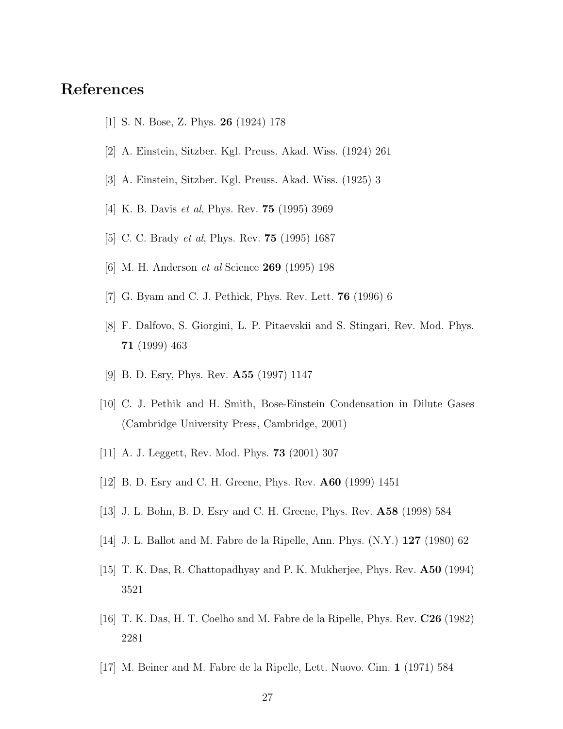# References

[1] S. N. Bose, Z. Phys. **26** (1924) 178

[2] A. Einstein, Sitzber. Kgl. Preuss. Akad. Wiss. (1924) 261

[3] A. Einstein, Sitzber. Kgl. Preuss. Akad. Wiss. (1925) 3

[4] K. B. Davis *et al*, Phys. Rev. **75** (1995) 3969

[5] C. C. Brady *et al*, Phys. Rev. **75** (1995) 1687

[6] M. H. Anderson *et al* Science **269** (1995) 198

[7] G. Byam and C. J. Pethick, Phys. Rev. Lett. **76** (1996) 6

[8] F. Dalfovo, S. Giorgini, L. P. Pitaevskii and S. Stingari, Rev. Mod. Phys. **71** (1999) 463

[9] B. D. Esry, Phys. Rev. **A55** (1997) 1147

[10] C. J. Pethik and H. Smith, Bose-Einstein Condensation in Dilute Gases (Cambridge University Press, Cambridge, 2001)

[11] A. J. Leggett, Rev. Mod. Phys. **73** (2001) 307

[12] B. D. Esry and C. H. Greene, Phys. Rev. **A60** (1999) 1451

[13] J. L. Bohn, B. D. Esry and C. H. Greene, Phys. Rev. **A58** (1998) 584

[14] J. L. Ballot and M. Fabre de la Ripelle, Ann. Phys. (N.Y.) **127** (1980) 62

[15] T. K. Das, R. Chattopadhyay and P. K. Mukherjee, Phys. Rev. **A50** (1994) 3521

[16] T. K. Das, H. T. Coelho and M. Fabre de la Ripelle, Phys. Rev. **C26** (1982) 2281

[17] M. Beiner and M. Fabre de la Ripelle, Lett. Nuovo. Cim. **1** (1971) 584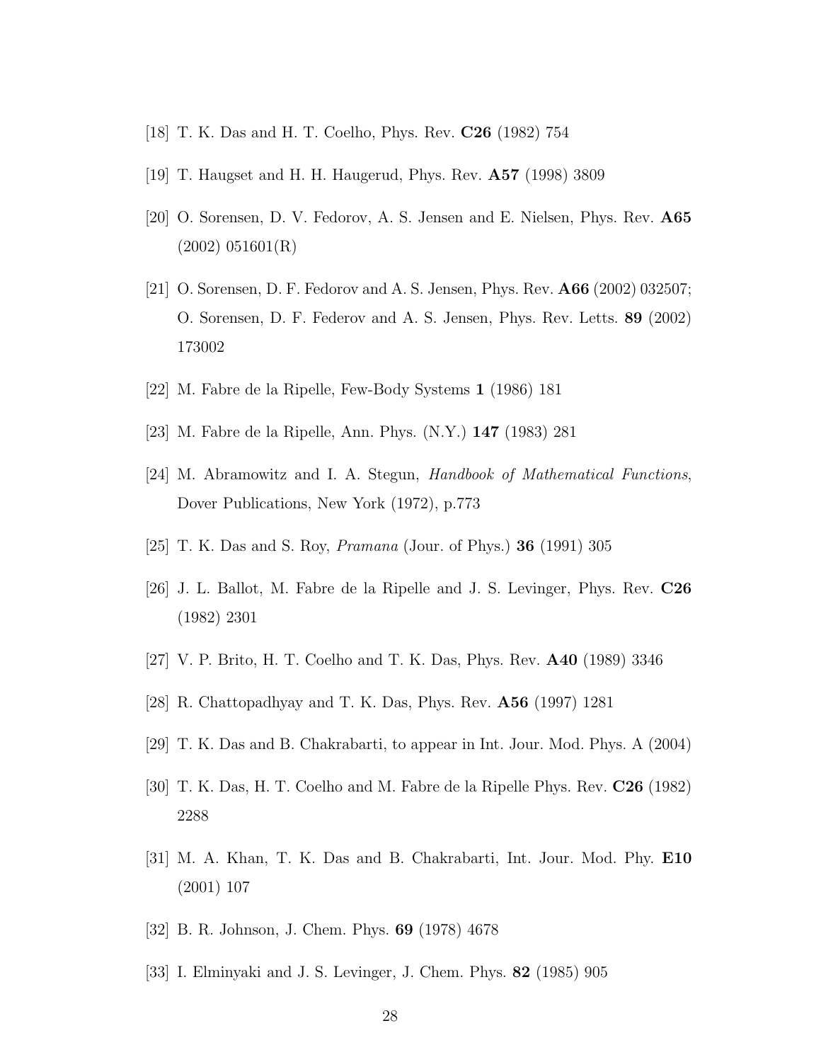[18] T. K. Das and H. T. Coelho, Phys. Rev. **C26** (1982) 754

[19] T. Haugset and H. H. Haugerud, Phys. Rev. **A57** (1998) 3809

[20] O. Sorensen, D. V. Fedorov, A. S. Jensen and E. Nielsen, Phys. Rev. **A65** (2002) 051601(R)

[21] O. Sorensen, D. F. Fedorov and A. S. Jensen, Phys. Rev. **A66** (2002) 032507; O. Sorensen, D. F. Federov and A. S. Jensen, Phys. Rev. Letts. **89** (2002) 173002

[22] M. Fabre de la Ripelle, Few-Body Systems **1** (1986) 181

[23] M. Fabre de la Ripelle, Ann. Phys. (N.Y.) **147** (1983) 281

[24] M. Abramowitz and I. A. Stegun, *Handbook of Mathematical Functions*, Dover Publications, New York (1972), p.773

[25] T. K. Das and S. Roy, *Pramana* (Jour. of Phys.) **36** (1991) 305

[26] J. L. Ballot, M. Fabre de la Ripelle and J. S. Levinger, Phys. Rev. **C26** (1982) 2301

[27] V. P. Brito, H. T. Coelho and T. K. Das, Phys. Rev. **A40** (1989) 3346

[28] R. Chattopadhyay and T. K. Das, Phys. Rev. **A56** (1997) 1281

[29] T. K. Das and B. Chakrabarti, to appear in Int. Jour. Mod. Phys. A (2004)

[30] T. K. Das, H. T. Coelho and M. Fabre de la Ripelle Phys. Rev. **C26** (1982) 2288

[31] M. A. Khan, T. K. Das and B. Chakrabarti, Int. Jour. Mod. Phy. **E10** (2001) 107

[32] B. R. Johnson, J. Chem. Phys. **69** (1978) 4678

[33] I. Elminyaki and J. S. Levinger, J. Chem. Phys. **82** (1985) 905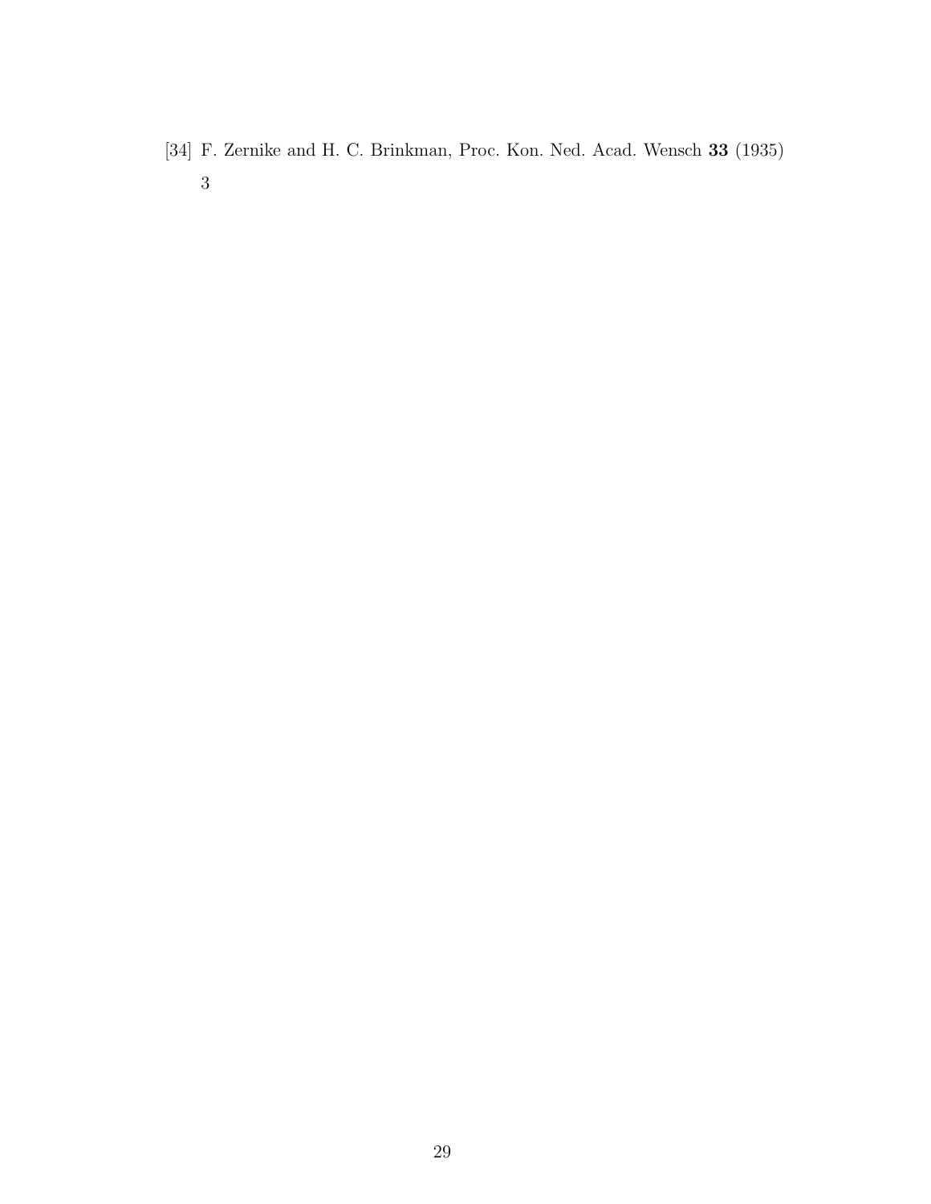[34] F. Zernike and H. C. Brinkman, Proc. Kon. Ned. Acad. Wensch **33** (1935) 3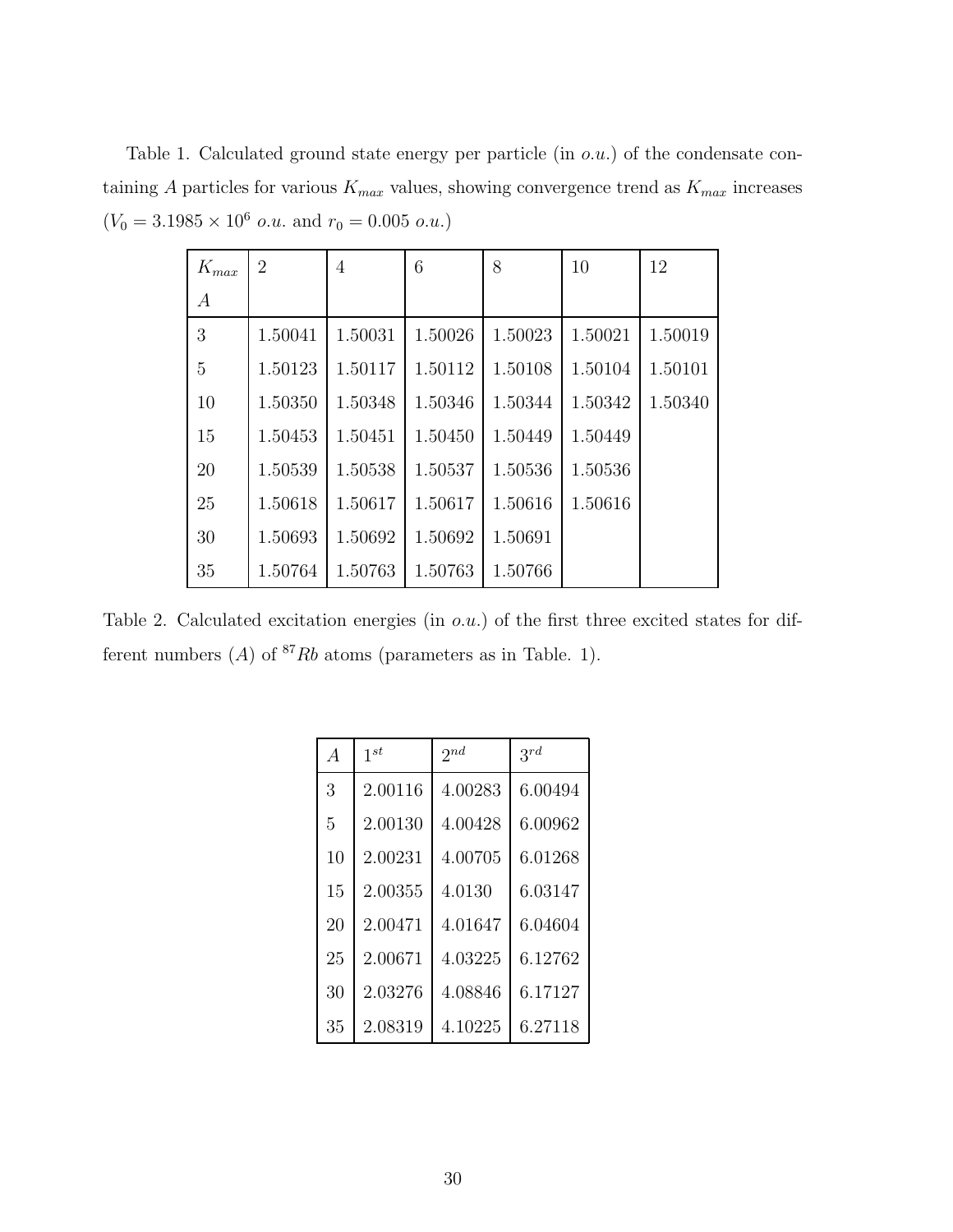Table 1. Calculated ground state energy per particle (in $o.u.$) of the condensate containing $A$ particles for various $K_{max}$ values, showing convergence trend as $K_{max}$ increases ($V_0 = 3.1985 \times 10^6$ $o.u.$ and $r_0 = 0.005$ $o.u.$)

| $K_{max}$ / $A$ | 2 | 4 | 6 | 8 | 10 | 12 |
|---|---|---|---|---|---|---|
| 3 | 1.50041 | 1.50031 | 1.50026 | 1.50023 | 1.50021 | 1.50019 |
| 5 | 1.50123 | 1.50117 | 1.50112 | 1.50108 | 1.50104 | 1.50101 |
| 10 | 1.50350 | 1.50348 | 1.50346 | 1.50344 | 1.50342 | 1.50340 |
| 15 | 1.50453 | 1.50451 | 1.50450 | 1.50449 | 1.50449 | |
| 20 | 1.50539 | 1.50538 | 1.50537 | 1.50536 | 1.50536 | |
| 25 | 1.50618 | 1.50617 | 1.50617 | 1.50616 | 1.50616 | |
| 30 | 1.50693 | 1.50692 | 1.50692 | 1.50691 | | |
| 35 | 1.50764 | 1.50763 | 1.50763 | 1.50766 | | |

Table 2. Calculated excitation energies (in $o.u.$) of the first three excited states for different numbers ($A$) of $^{87}Rb$ atoms (parameters as in Table. 1).

| $A$ | $1^{st}$ | $2^{nd}$ | $3^{rd}$ |
|---|---|---|---|
| 3 | 2.00116 | 4.00283 | 6.00494 |
| 5 | 2.00130 | 4.00428 | 6.00962 |
| 10 | 2.00231 | 4.00705 | 6.01268 |
| 15 | 2.00355 | 4.0130 | 6.03147 |
| 20 | 2.00471 | 4.01647 | 6.04604 |
| 25 | 2.00671 | 4.03225 | 6.12762 |
| 30 | 2.03276 | 4.08846 | 6.17127 |
| 35 | 2.08319 | 4.10225 | 6.27118 |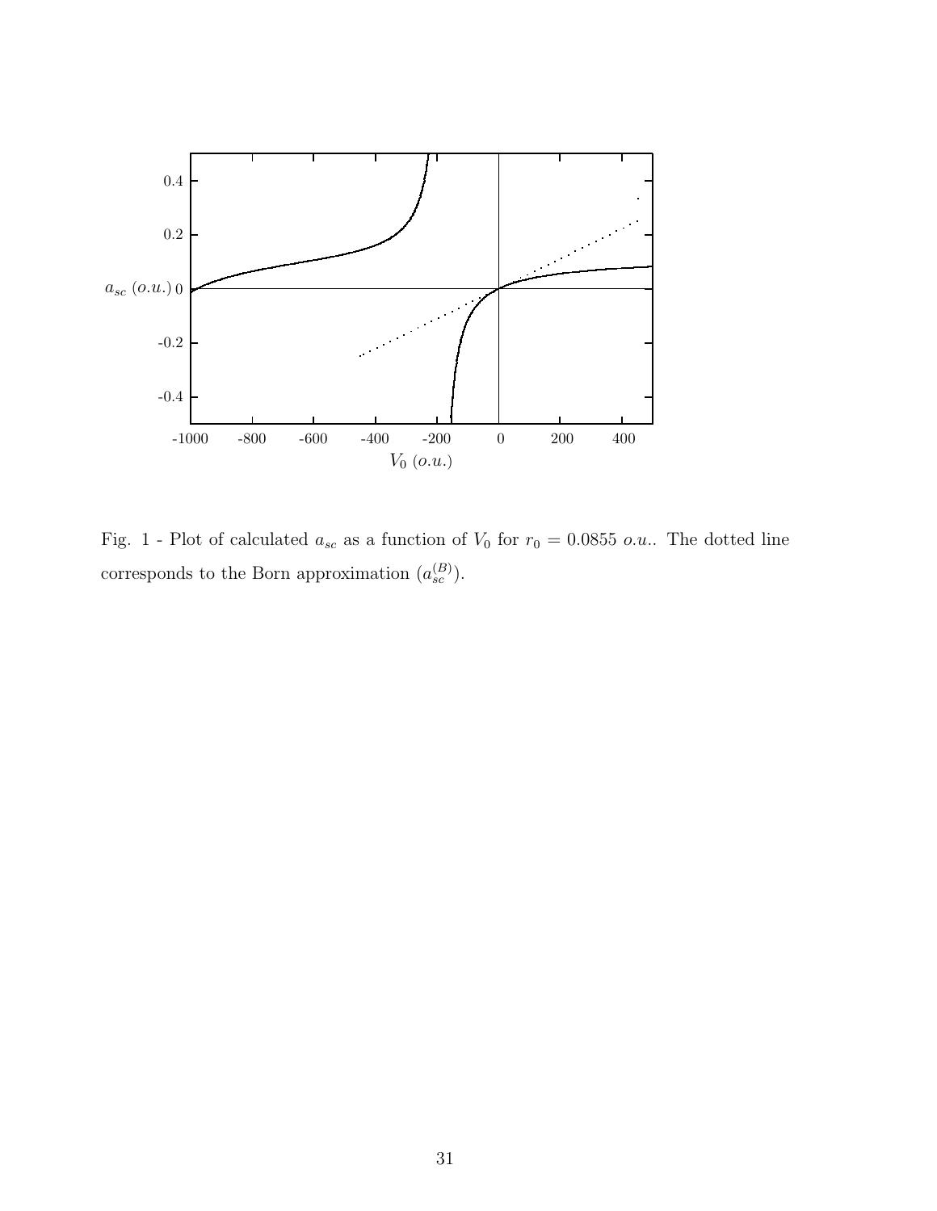Fig. 1 - Plot of calculated $a_{sc}$ as a function of $V_0$ for $r_0 = 0.0855$ *o.u.*. The dotted line corresponds to the Born approximation ($a_{sc}^{(B)}$).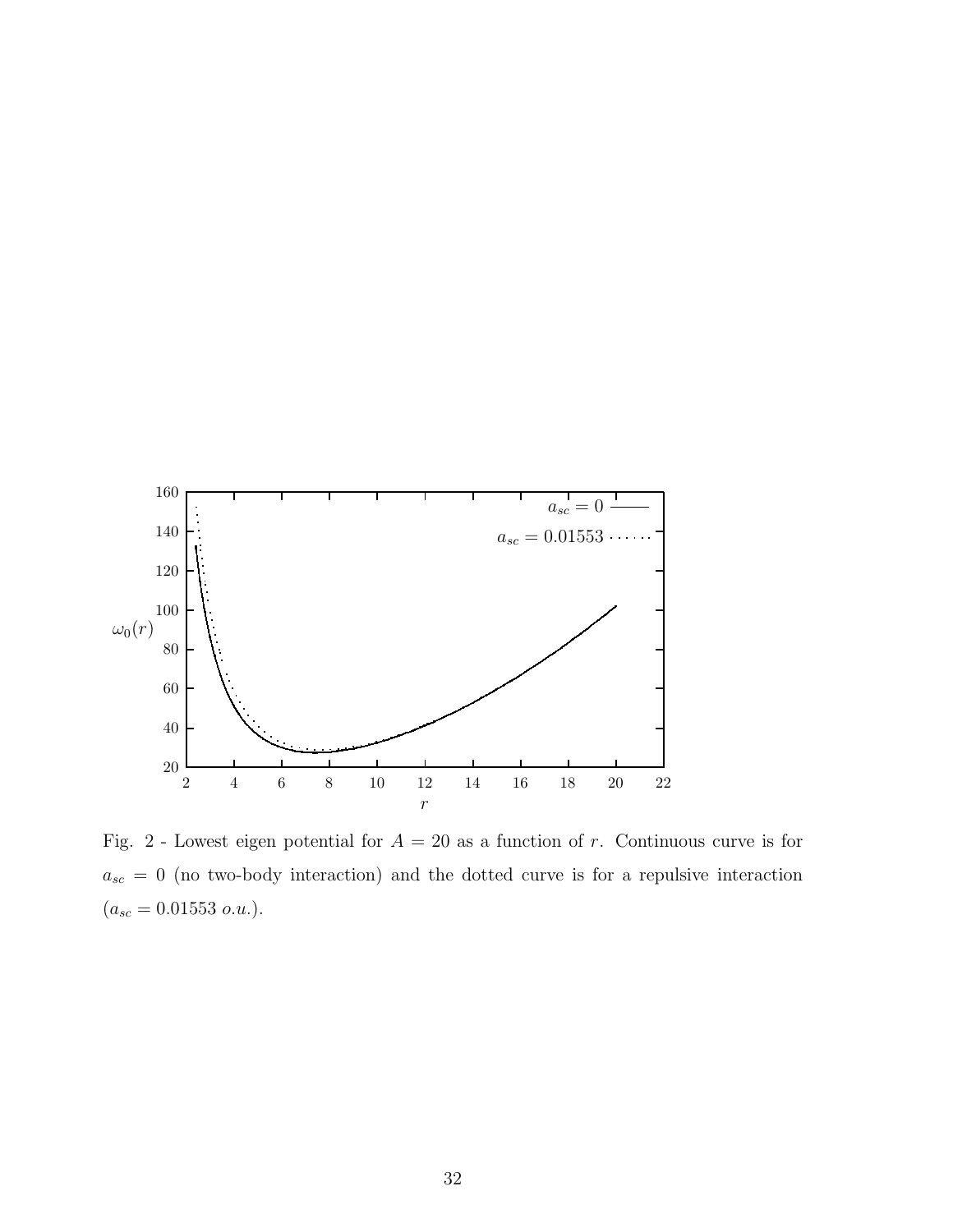Fig. 2 - Lowest eigen potential for $A = 20$ as a function of $r$. Continuous curve is for $a_{sc} = 0$ (no two-body interaction) and the dotted curve is for a repulsive interaction ($a_{sc} = 0.01553$ *o.u.*).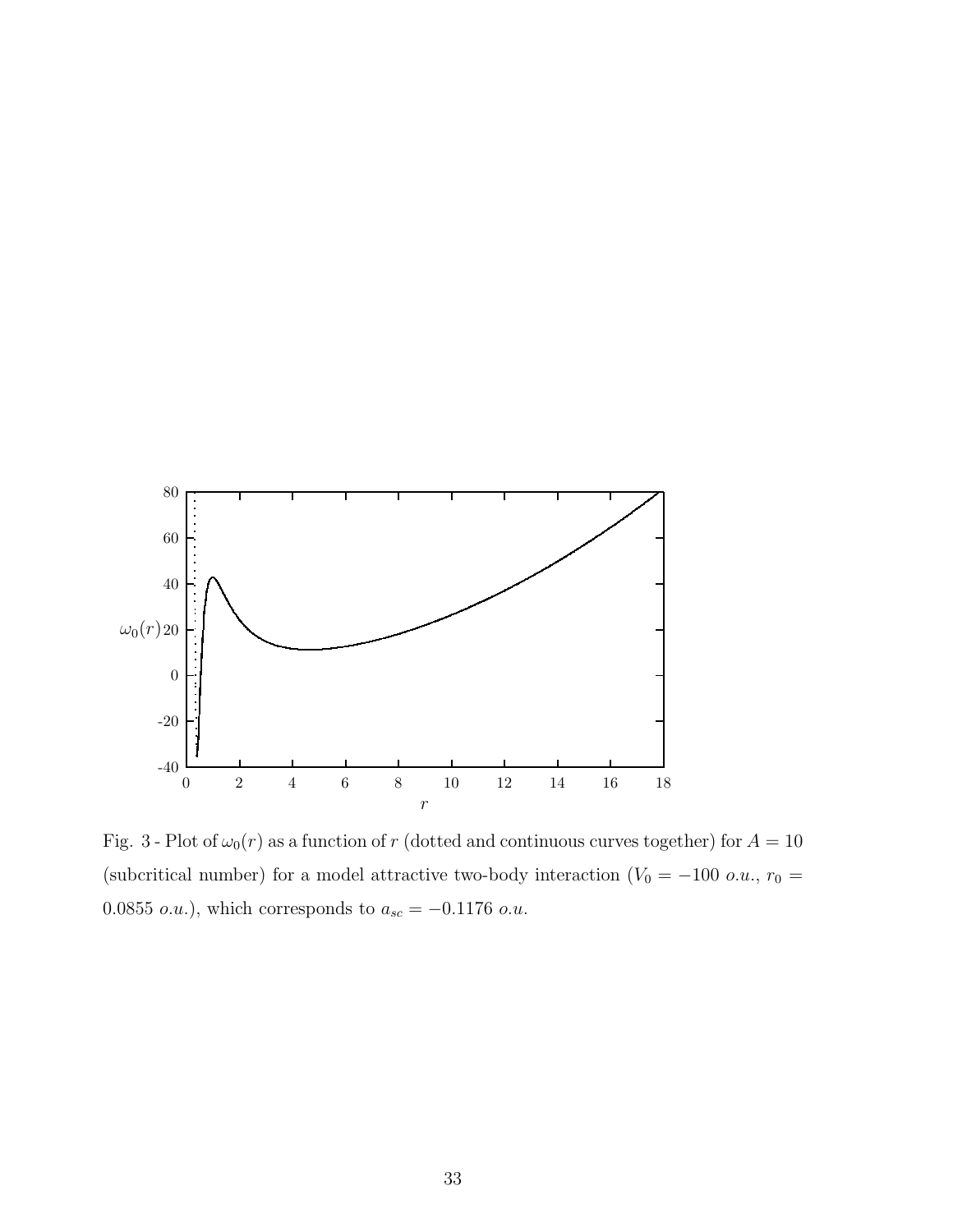Fig. 3 - Plot of $\omega_0(r)$ as a function of $r$ (dotted and continuous curves together) for $A = 10$ (subcritical number) for a model attractive two-body interaction ($V_0 = -100$ *o.u.*, $r_0 = 0.0855$ *o.u.*), which corresponds to $a_{sc} = -0.1176$ *o.u.*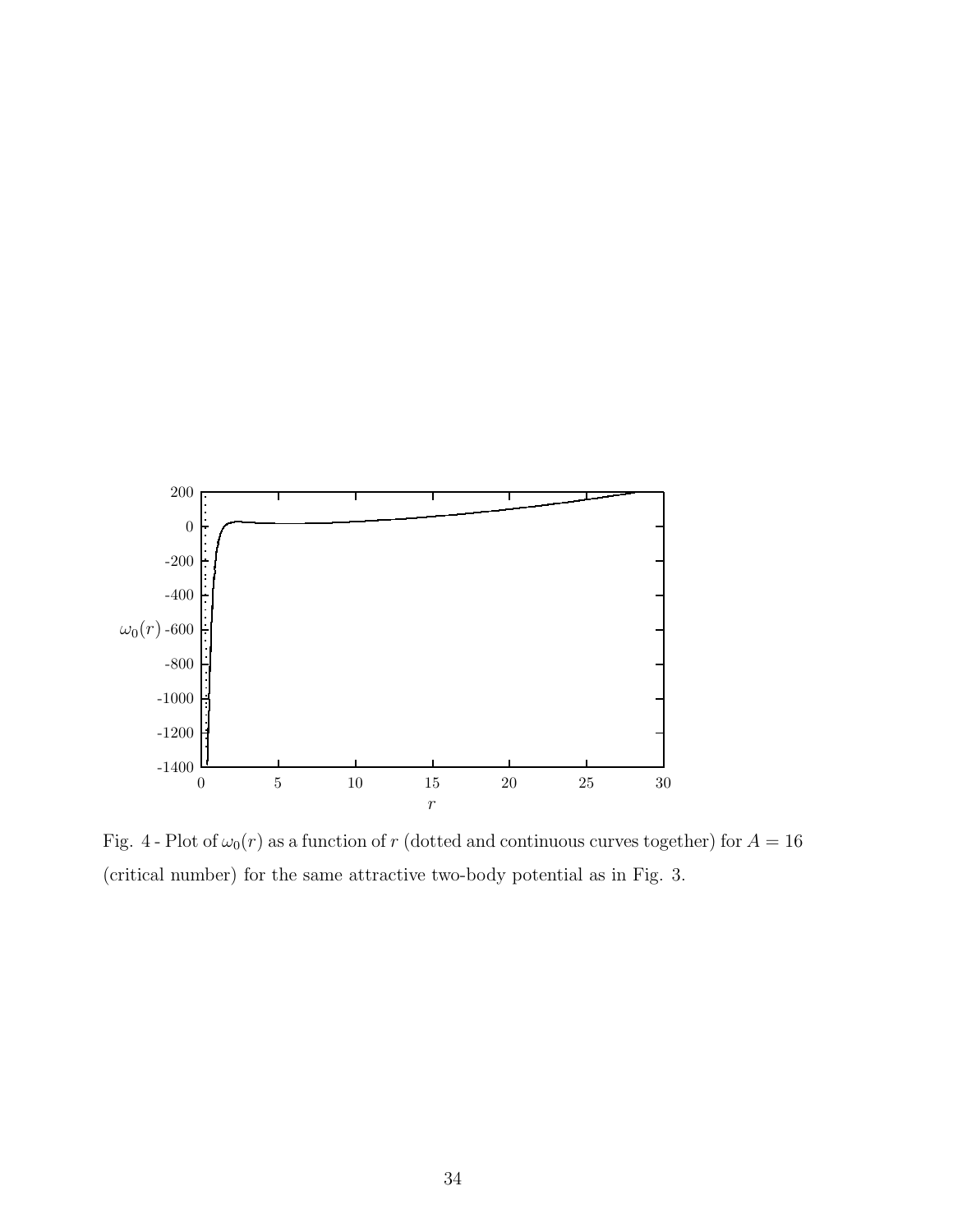Fig. 4 - Plot of $\omega_0(r)$ as a function of $r$ (dotted and continuous curves together) for $A = 16$ (critical number) for the same attractive two-body potential as in Fig. 3.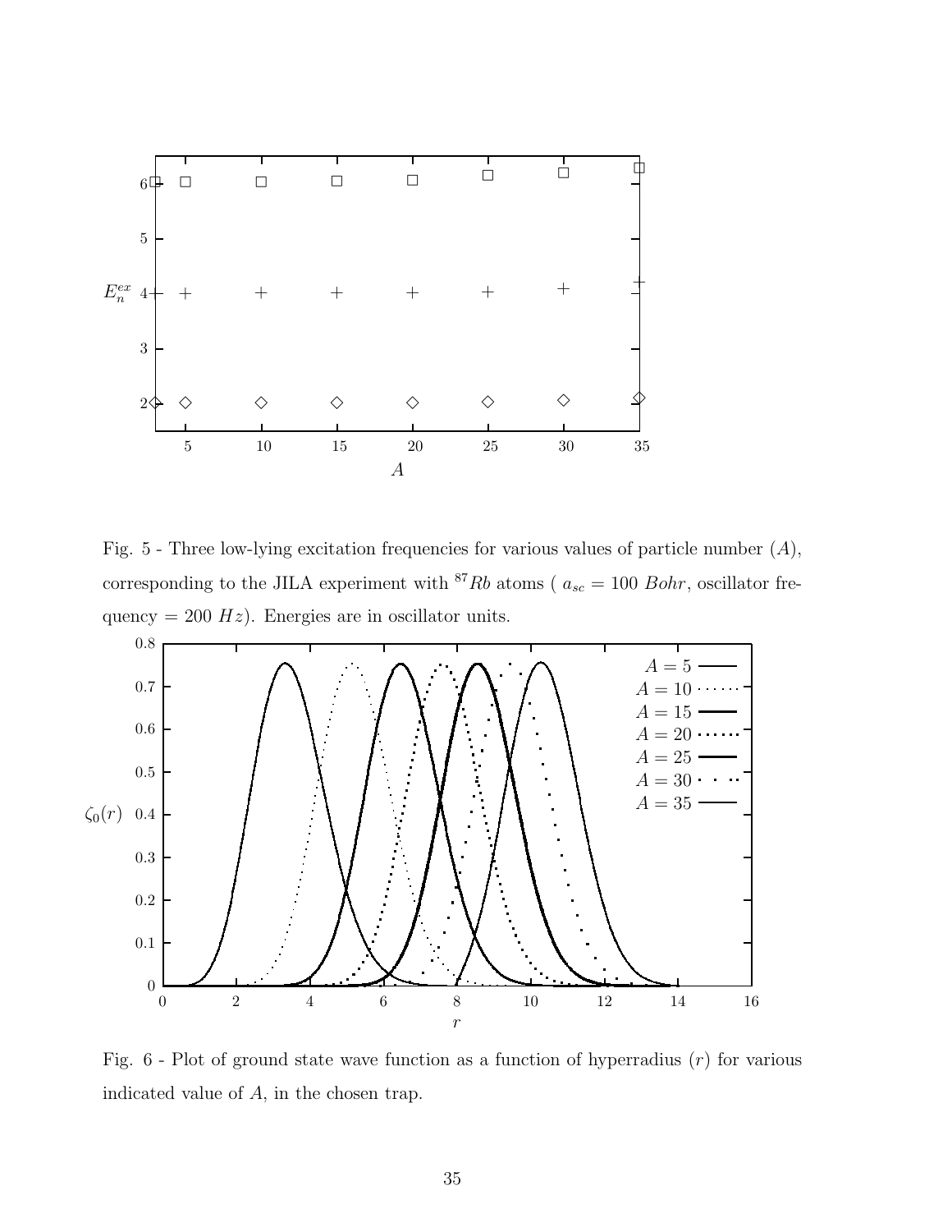Fig. 5 - Three low-lying excitation frequencies for various values of particle number ($A$), corresponding to the JILA experiment with $^{87}Rb$ atoms ( $a_{sc} = 100$ $Bohr$, oscillator frequency = 200 $Hz$). Energies are in oscillator units.

Fig. 6 - Plot of ground state wave function as a function of hyperradius ($r$) for various indicated value of $A$, in the chosen trap.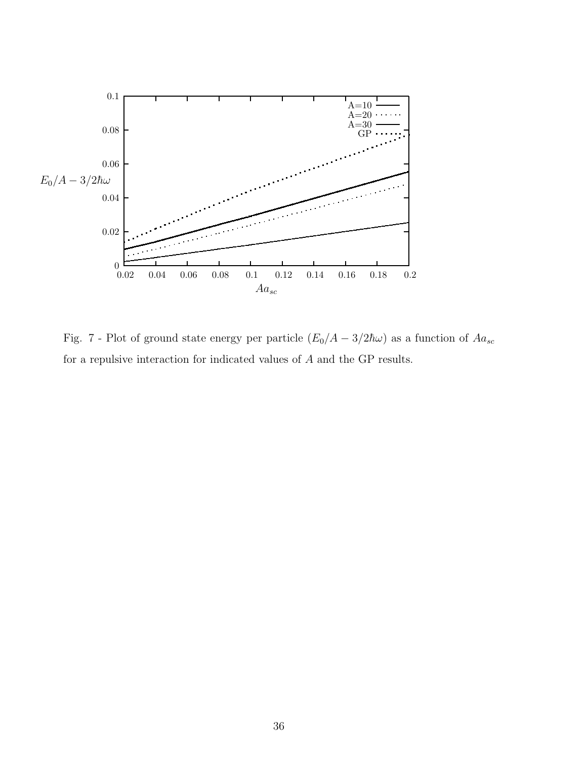0.1

0.08

0.06

$E_0/A - 3/2\hbar\omega$

0.04

0.02

0

0.02 0.04 0.06 0.08 0.1 0.12 0.14 0.16 0.18 0.2

$Aa_{sc}$

A=10

A=20

A=30

GP

Fig. 7 - Plot of ground state energy per particle ($E_0/A - 3/2\hbar\omega$) as a function of $Aa_{sc}$ for a repulsive interaction for indicated values of $A$ and the GP results.